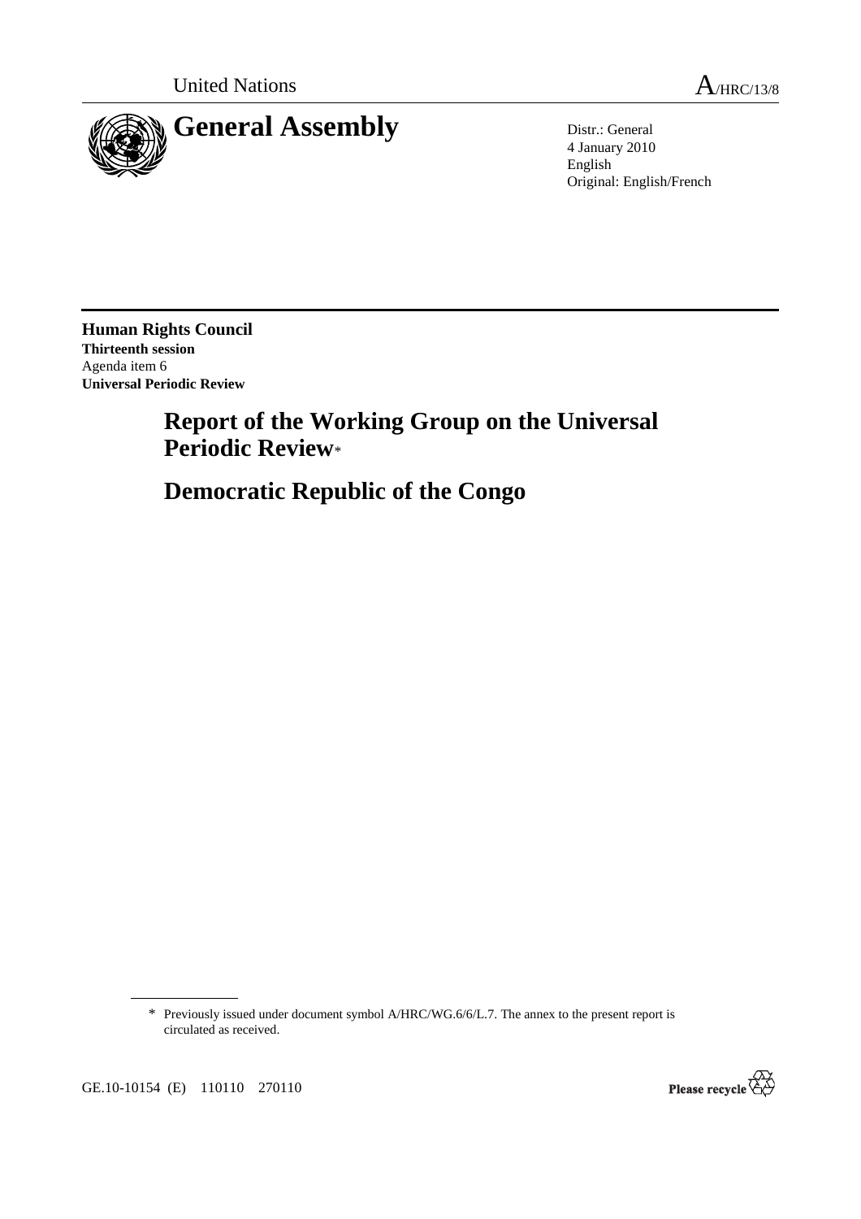United Nations A/HRC/13/8

# General Assembly

Distr.: General
4 January 2010
English
Original: English/French

**Human Rights Council**
**Thirteenth session**
Agenda item 6
**Universal Periodic Review**

# Report of the Working Group on the Universal Periodic Review*

# Democratic Republic of the Congo

\* Previously issued under document symbol A/HRC/WG.6/6/L.7. The annex to the present report is circulated as received.

GE.10-10154 (E) 110110 270110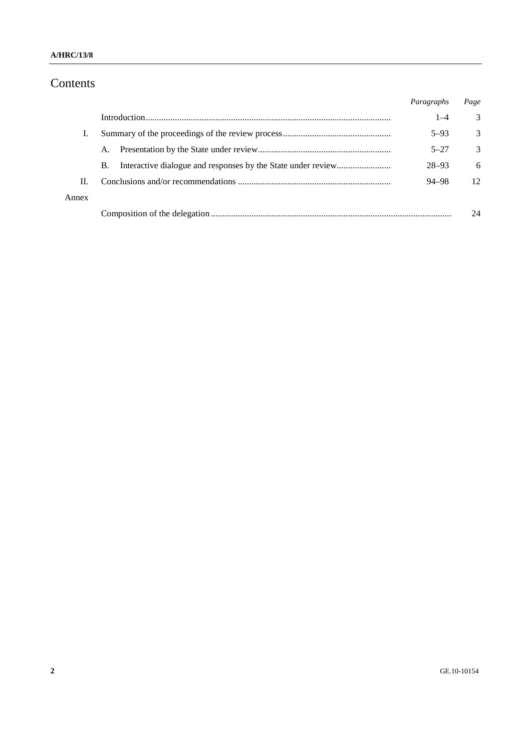# Contents

| | | Paragraphs | Page |
|---|---|---|---|
| | Introduction | 1–4 | 3 |
| I. | Summary of the proceedings of the review process | 5–93 | 3 |
| | A. Presentation by the State under review | 5–27 | 3 |
| | B. Interactive dialogue and responses by the State under review | 28–93 | 6 |
| II. | Conclusions and/or recommendations | 94–98 | 12 |
| Annex | | | |
| | Composition of the delegation | | 24 |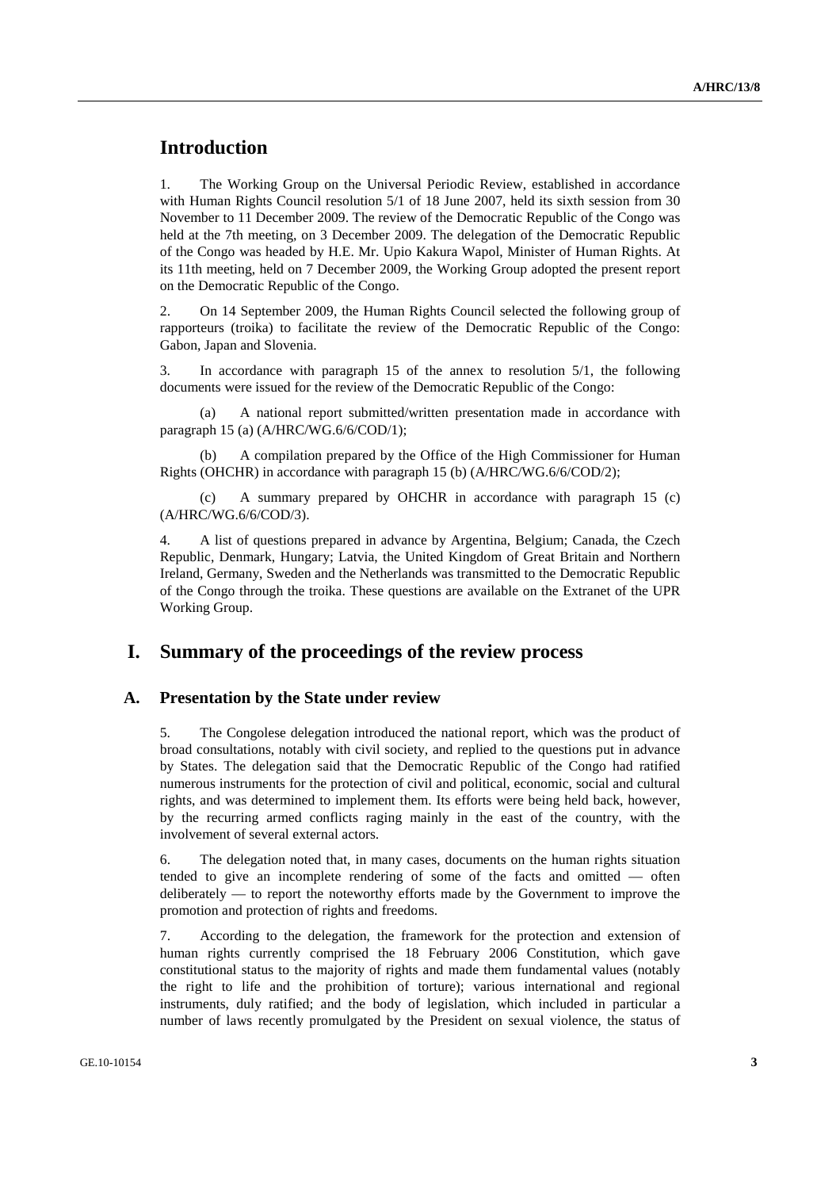# Introduction

1. The Working Group on the Universal Periodic Review, established in accordance with Human Rights Council resolution 5/1 of 18 June 2007, held its sixth session from 30 November to 11 December 2009. The review of the Democratic Republic of the Congo was held at the 7th meeting, on 3 December 2009. The delegation of the Democratic Republic of the Congo was headed by H.E. Mr. Upio Kakura Wapol, Minister of Human Rights. At its 11th meeting, held on 7 December 2009, the Working Group adopted the present report on the Democratic Republic of the Congo.

2. On 14 September 2009, the Human Rights Council selected the following group of rapporteurs (troika) to facilitate the review of the Democratic Republic of the Congo: Gabon, Japan and Slovenia.

3. In accordance with paragraph 15 of the annex to resolution 5/1, the following documents were issued for the review of the Democratic Republic of the Congo:

(a) A national report submitted/written presentation made in accordance with paragraph 15 (a) (A/HRC/WG.6/6/COD/1);

(b) A compilation prepared by the Office of the High Commissioner for Human Rights (OHCHR) in accordance with paragraph 15 (b) (A/HRC/WG.6/6/COD/2);

(c) A summary prepared by OHCHR in accordance with paragraph 15 (c) (A/HRC/WG.6/6/COD/3).

4. A list of questions prepared in advance by Argentina, Belgium; Canada, the Czech Republic, Denmark, Hungary; Latvia, the United Kingdom of Great Britain and Northern Ireland, Germany, Sweden and the Netherlands was transmitted to the Democratic Republic of the Congo through the troika. These questions are available on the Extranet of the UPR Working Group.

# I. Summary of the proceedings of the review process

## A. Presentation by the State under review

5. The Congolese delegation introduced the national report, which was the product of broad consultations, notably with civil society, and replied to the questions put in advance by States. The delegation said that the Democratic Republic of the Congo had ratified numerous instruments for the protection of civil and political, economic, social and cultural rights, and was determined to implement them. Its efforts were being held back, however, by the recurring armed conflicts raging mainly in the east of the country, with the involvement of several external actors.

6. The delegation noted that, in many cases, documents on the human rights situation tended to give an incomplete rendering of some of the facts and omitted — often deliberately — to report the noteworthy efforts made by the Government to improve the promotion and protection of rights and freedoms.

7. According to the delegation, the framework for the protection and extension of human rights currently comprised the 18 February 2006 Constitution, which gave constitutional status to the majority of rights and made them fundamental values (notably the right to life and the prohibition of torture); various international and regional instruments, duly ratified; and the body of legislation, which included in particular a number of laws recently promulgated by the President on sexual violence, the status of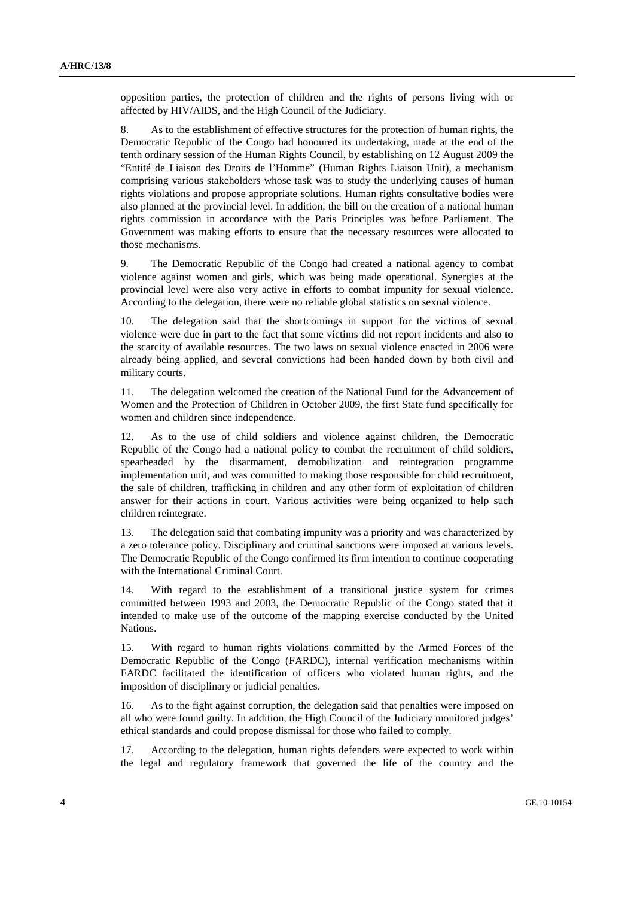opposition parties, the protection of children and the rights of persons living with or affected by HIV/AIDS, and the High Council of the Judiciary.

8. As to the establishment of effective structures for the protection of human rights, the Democratic Republic of the Congo had honoured its undertaking, made at the end of the tenth ordinary session of the Human Rights Council, by establishing on 12 August 2009 the "Entité de Liaison des Droits de l'Homme" (Human Rights Liaison Unit), a mechanism comprising various stakeholders whose task was to study the underlying causes of human rights violations and propose appropriate solutions. Human rights consultative bodies were also planned at the provincial level. In addition, the bill on the creation of a national human rights commission in accordance with the Paris Principles was before Parliament. The Government was making efforts to ensure that the necessary resources were allocated to those mechanisms.

9. The Democratic Republic of the Congo had created a national agency to combat violence against women and girls, which was being made operational. Synergies at the provincial level were also very active in efforts to combat impunity for sexual violence. According to the delegation, there were no reliable global statistics on sexual violence.

10. The delegation said that the shortcomings in support for the victims of sexual violence were due in part to the fact that some victims did not report incidents and also to the scarcity of available resources. The two laws on sexual violence enacted in 2006 were already being applied, and several convictions had been handed down by both civil and military courts.

11. The delegation welcomed the creation of the National Fund for the Advancement of Women and the Protection of Children in October 2009, the first State fund specifically for women and children since independence.

12. As to the use of child soldiers and violence against children, the Democratic Republic of the Congo had a national policy to combat the recruitment of child soldiers, spearheaded by the disarmament, demobilization and reintegration programme implementation unit, and was committed to making those responsible for child recruitment, the sale of children, trafficking in children and any other form of exploitation of children answer for their actions in court. Various activities were being organized to help such children reintegrate.

13. The delegation said that combating impunity was a priority and was characterized by a zero tolerance policy. Disciplinary and criminal sanctions were imposed at various levels. The Democratic Republic of the Congo confirmed its firm intention to continue cooperating with the International Criminal Court.

14. With regard to the establishment of a transitional justice system for crimes committed between 1993 and 2003, the Democratic Republic of the Congo stated that it intended to make use of the outcome of the mapping exercise conducted by the United Nations.

15. With regard to human rights violations committed by the Armed Forces of the Democratic Republic of the Congo (FARDC), internal verification mechanisms within FARDC facilitated the identification of officers who violated human rights, and the imposition of disciplinary or judicial penalties.

16. As to the fight against corruption, the delegation said that penalties were imposed on all who were found guilty. In addition, the High Council of the Judiciary monitored judges' ethical standards and could propose dismissal for those who failed to comply.

17. According to the delegation, human rights defenders were expected to work within the legal and regulatory framework that governed the life of the country and the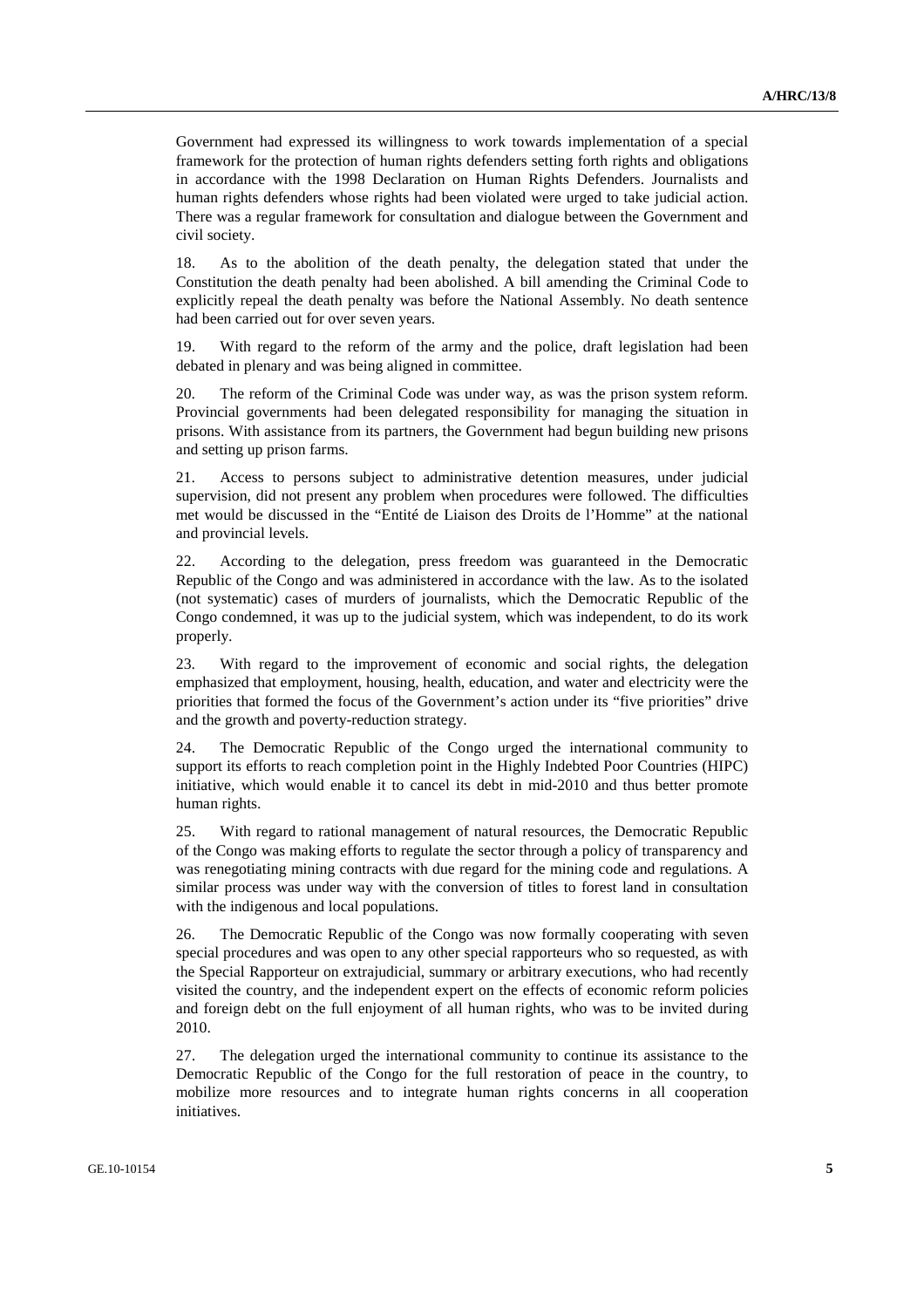Government had expressed its willingness to work towards implementation of a special framework for the protection of human rights defenders setting forth rights and obligations in accordance with the 1998 Declaration on Human Rights Defenders. Journalists and human rights defenders whose rights had been violated were urged to take judicial action. There was a regular framework for consultation and dialogue between the Government and civil society.

18. As to the abolition of the death penalty, the delegation stated that under the Constitution the death penalty had been abolished. A bill amending the Criminal Code to explicitly repeal the death penalty was before the National Assembly. No death sentence had been carried out for over seven years.

19. With regard to the reform of the army and the police, draft legislation had been debated in plenary and was being aligned in committee.

20. The reform of the Criminal Code was under way, as was the prison system reform. Provincial governments had been delegated responsibility for managing the situation in prisons. With assistance from its partners, the Government had begun building new prisons and setting up prison farms.

21. Access to persons subject to administrative detention measures, under judicial supervision, did not present any problem when procedures were followed. The difficulties met would be discussed in the "Entité de Liaison des Droits de l'Homme" at the national and provincial levels.

22. According to the delegation, press freedom was guaranteed in the Democratic Republic of the Congo and was administered in accordance with the law. As to the isolated (not systematic) cases of murders of journalists, which the Democratic Republic of the Congo condemned, it was up to the judicial system, which was independent, to do its work properly.

23. With regard to the improvement of economic and social rights, the delegation emphasized that employment, housing, health, education, and water and electricity were the priorities that formed the focus of the Government's action under its "five priorities" drive and the growth and poverty-reduction strategy.

24. The Democratic Republic of the Congo urged the international community to support its efforts to reach completion point in the Highly Indebted Poor Countries (HIPC) initiative, which would enable it to cancel its debt in mid-2010 and thus better promote human rights.

25. With regard to rational management of natural resources, the Democratic Republic of the Congo was making efforts to regulate the sector through a policy of transparency and was renegotiating mining contracts with due regard for the mining code and regulations. A similar process was under way with the conversion of titles to forest land in consultation with the indigenous and local populations.

26. The Democratic Republic of the Congo was now formally cooperating with seven special procedures and was open to any other special rapporteurs who so requested, as with the Special Rapporteur on extrajudicial, summary or arbitrary executions, who had recently visited the country, and the independent expert on the effects of economic reform policies and foreign debt on the full enjoyment of all human rights, who was to be invited during 2010.

27. The delegation urged the international community to continue its assistance to the Democratic Republic of the Congo for the full restoration of peace in the country, to mobilize more resources and to integrate human rights concerns in all cooperation initiatives.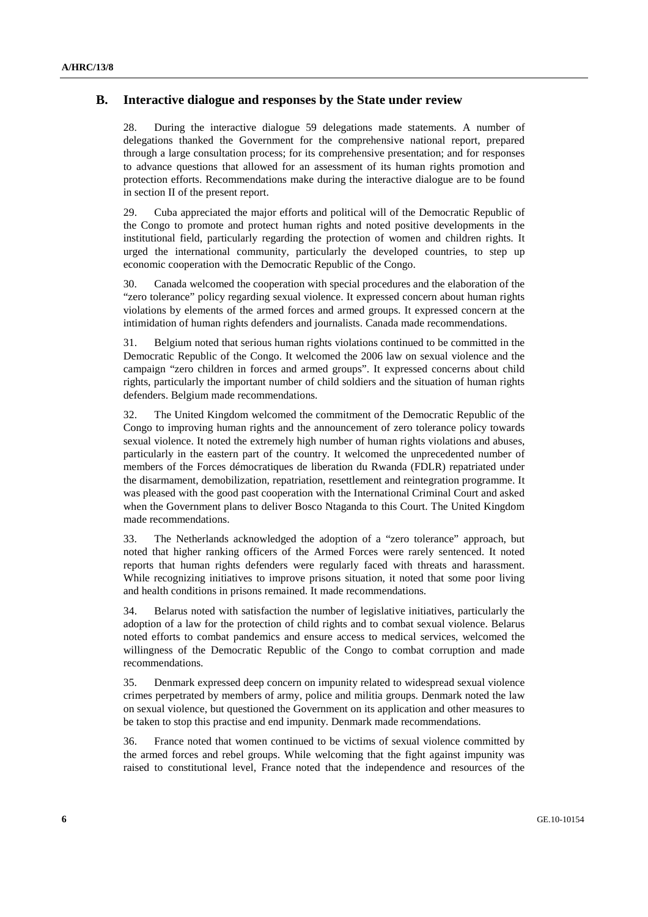## B. Interactive dialogue and responses by the State under review

28. During the interactive dialogue 59 delegations made statements. A number of delegations thanked the Government for the comprehensive national report, prepared through a large consultation process; for its comprehensive presentation; and for responses to advance questions that allowed for an assessment of its human rights promotion and protection efforts. Recommendations make during the interactive dialogue are to be found in section II of the present report.

29. Cuba appreciated the major efforts and political will of the Democratic Republic of the Congo to promote and protect human rights and noted positive developments in the institutional field, particularly regarding the protection of women and children rights. It urged the international community, particularly the developed countries, to step up economic cooperation with the Democratic Republic of the Congo.

30. Canada welcomed the cooperation with special procedures and the elaboration of the "zero tolerance" policy regarding sexual violence. It expressed concern about human rights violations by elements of the armed forces and armed groups. It expressed concern at the intimidation of human rights defenders and journalists. Canada made recommendations.

31. Belgium noted that serious human rights violations continued to be committed in the Democratic Republic of the Congo. It welcomed the 2006 law on sexual violence and the campaign "zero children in forces and armed groups". It expressed concerns about child rights, particularly the important number of child soldiers and the situation of human rights defenders. Belgium made recommendations.

32. The United Kingdom welcomed the commitment of the Democratic Republic of the Congo to improving human rights and the announcement of zero tolerance policy towards sexual violence. It noted the extremely high number of human rights violations and abuses, particularly in the eastern part of the country. It welcomed the unprecedented number of members of the Forces démocratiques de liberation du Rwanda (FDLR) repatriated under the disarmament, demobilization, repatriation, resettlement and reintegration programme. It was pleased with the good past cooperation with the International Criminal Court and asked when the Government plans to deliver Bosco Ntaganda to this Court. The United Kingdom made recommendations.

33. The Netherlands acknowledged the adoption of a "zero tolerance" approach, but noted that higher ranking officers of the Armed Forces were rarely sentenced. It noted reports that human rights defenders were regularly faced with threats and harassment. While recognizing initiatives to improve prisons situation, it noted that some poor living and health conditions in prisons remained. It made recommendations.

34. Belarus noted with satisfaction the number of legislative initiatives, particularly the adoption of a law for the protection of child rights and to combat sexual violence. Belarus noted efforts to combat pandemics and ensure access to medical services, welcomed the willingness of the Democratic Republic of the Congo to combat corruption and made recommendations.

35. Denmark expressed deep concern on impunity related to widespread sexual violence crimes perpetrated by members of army, police and militia groups. Denmark noted the law on sexual violence, but questioned the Government on its application and other measures to be taken to stop this practise and end impunity. Denmark made recommendations.

36. France noted that women continued to be victims of sexual violence committed by the armed forces and rebel groups. While welcoming that the fight against impunity was raised to constitutional level, France noted that the independence and resources of the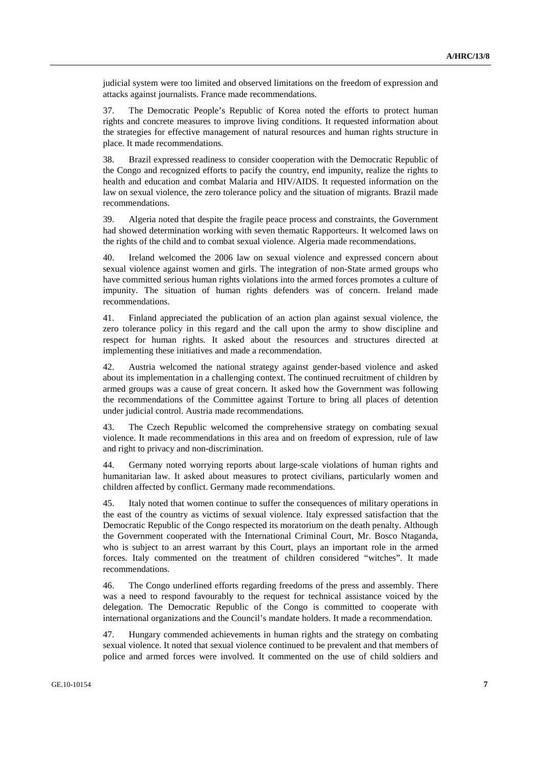judicial system were too limited and observed limitations on the freedom of expression and attacks against journalists. France made recommendations.

37. The Democratic People's Republic of Korea noted the efforts to protect human rights and concrete measures to improve living conditions. It requested information about the strategies for effective management of natural resources and human rights structure in place. It made recommendations.

38. Brazil expressed readiness to consider cooperation with the Democratic Republic of the Congo and recognized efforts to pacify the country, end impunity, realize the rights to health and education and combat Malaria and HIV/AIDS. It requested information on the law on sexual violence, the zero tolerance policy and the situation of migrants. Brazil made recommendations.

39. Algeria noted that despite the fragile peace process and constraints, the Government had showed determination working with seven thematic Rapporteurs. It welcomed laws on the rights of the child and to combat sexual violence. Algeria made recommendations.

40. Ireland welcomed the 2006 law on sexual violence and expressed concern about sexual violence against women and girls. The integration of non-State armed groups who have committed serious human rights violations into the armed forces promotes a culture of impunity. The situation of human rights defenders was of concern. Ireland made recommendations.

41. Finland appreciated the publication of an action plan against sexual violence, the zero tolerance policy in this regard and the call upon the army to show discipline and respect for human rights. It asked about the resources and structures directed at implementing these initiatives and made a recommendation.

42. Austria welcomed the national strategy against gender-based violence and asked about its implementation in a challenging context. The continued recruitment of children by armed groups was a cause of great concern. It asked how the Government was following the recommendations of the Committee against Torture to bring all places of detention under judicial control. Austria made recommendations.

43. The Czech Republic welcomed the comprehensive strategy on combating sexual violence. It made recommendations in this area and on freedom of expression, rule of law and right to privacy and non-discrimination.

44. Germany noted worrying reports about large-scale violations of human rights and humanitarian law. It asked about measures to protect civilians, particularly women and children affected by conflict. Germany made recommendations.

45. Italy noted that women continue to suffer the consequences of military operations in the east of the country as victims of sexual violence. Italy expressed satisfaction that the Democratic Republic of the Congo respected its moratorium on the death penalty. Although the Government cooperated with the International Criminal Court, Mr. Bosco Ntaganda, who is subject to an arrest warrant by this Court, plays an important role in the armed forces. Italy commented on the treatment of children considered "witches". It made recommendations.

46. The Congo underlined efforts regarding freedoms of the press and assembly. There was a need to respond favourably to the request for technical assistance voiced by the delegation. The Democratic Republic of the Congo is committed to cooperate with international organizations and the Council's mandate holders. It made a recommendation.

47. Hungary commended achievements in human rights and the strategy on combating sexual violence. It noted that sexual violence continued to be prevalent and that members of police and armed forces were involved. It commented on the use of child soldiers and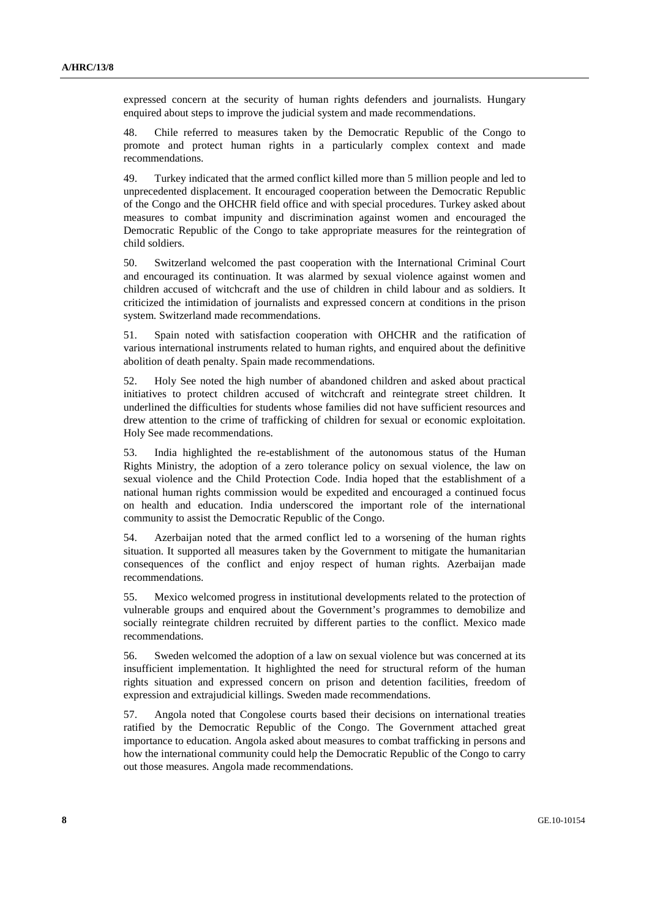expressed concern at the security of human rights defenders and journalists. Hungary enquired about steps to improve the judicial system and made recommendations.

48. Chile referred to measures taken by the Democratic Republic of the Congo to promote and protect human rights in a particularly complex context and made recommendations.

49. Turkey indicated that the armed conflict killed more than 5 million people and led to unprecedented displacement. It encouraged cooperation between the Democratic Republic of the Congo and the OHCHR field office and with special procedures. Turkey asked about measures to combat impunity and discrimination against women and encouraged the Democratic Republic of the Congo to take appropriate measures for the reintegration of child soldiers.

50. Switzerland welcomed the past cooperation with the International Criminal Court and encouraged its continuation. It was alarmed by sexual violence against women and children accused of witchcraft and the use of children in child labour and as soldiers. It criticized the intimidation of journalists and expressed concern at conditions in the prison system. Switzerland made recommendations.

51. Spain noted with satisfaction cooperation with OHCHR and the ratification of various international instruments related to human rights, and enquired about the definitive abolition of death penalty. Spain made recommendations.

52. Holy See noted the high number of abandoned children and asked about practical initiatives to protect children accused of witchcraft and reintegrate street children. It underlined the difficulties for students whose families did not have sufficient resources and drew attention to the crime of trafficking of children for sexual or economic exploitation. Holy See made recommendations.

53. India highlighted the re-establishment of the autonomous status of the Human Rights Ministry, the adoption of a zero tolerance policy on sexual violence, the law on sexual violence and the Child Protection Code. India hoped that the establishment of a national human rights commission would be expedited and encouraged a continued focus on health and education. India underscored the important role of the international community to assist the Democratic Republic of the Congo.

54. Azerbaijan noted that the armed conflict led to a worsening of the human rights situation. It supported all measures taken by the Government to mitigate the humanitarian consequences of the conflict and enjoy respect of human rights. Azerbaijan made recommendations.

55. Mexico welcomed progress in institutional developments related to the protection of vulnerable groups and enquired about the Government's programmes to demobilize and socially reintegrate children recruited by different parties to the conflict. Mexico made recommendations.

56. Sweden welcomed the adoption of a law on sexual violence but was concerned at its insufficient implementation. It highlighted the need for structural reform of the human rights situation and expressed concern on prison and detention facilities, freedom of expression and extrajudicial killings. Sweden made recommendations.

57. Angola noted that Congolese courts based their decisions on international treaties ratified by the Democratic Republic of the Congo. The Government attached great importance to education. Angola asked about measures to combat trafficking in persons and how the international community could help the Democratic Republic of the Congo to carry out those measures. Angola made recommendations.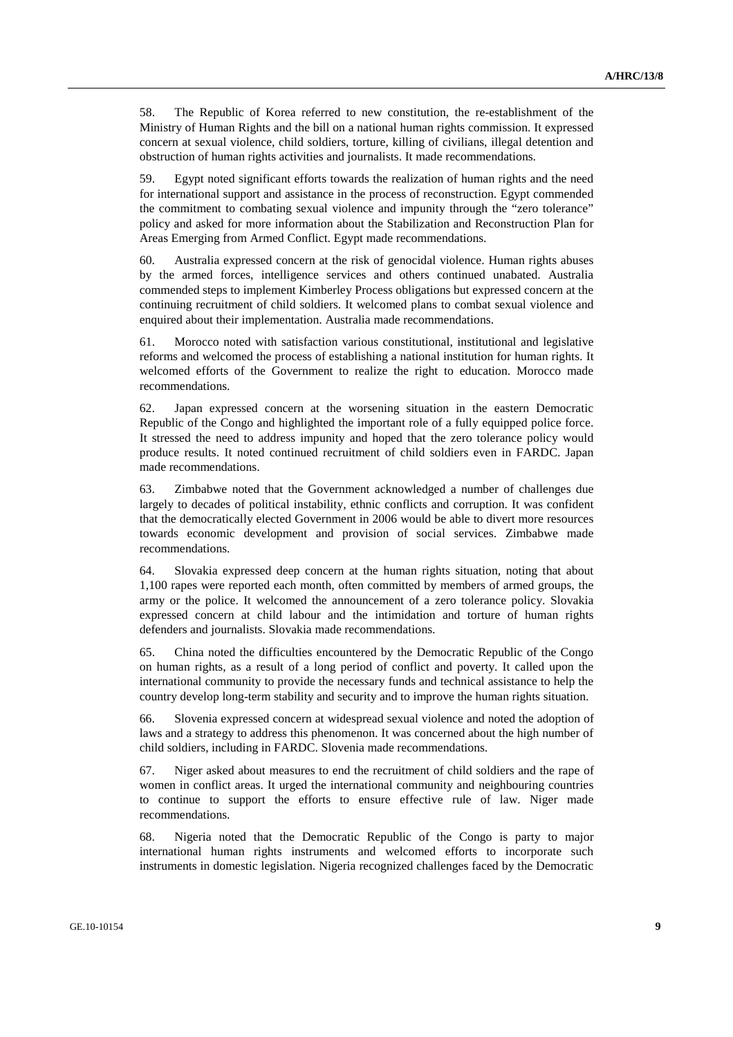58. The Republic of Korea referred to new constitution, the re-establishment of the Ministry of Human Rights and the bill on a national human rights commission. It expressed concern at sexual violence, child soldiers, torture, killing of civilians, illegal detention and obstruction of human rights activities and journalists. It made recommendations.

59. Egypt noted significant efforts towards the realization of human rights and the need for international support and assistance in the process of reconstruction. Egypt commended the commitment to combating sexual violence and impunity through the "zero tolerance" policy and asked for more information about the Stabilization and Reconstruction Plan for Areas Emerging from Armed Conflict. Egypt made recommendations.

60. Australia expressed concern at the risk of genocidal violence. Human rights abuses by the armed forces, intelligence services and others continued unabated. Australia commended steps to implement Kimberley Process obligations but expressed concern at the continuing recruitment of child soldiers. It welcomed plans to combat sexual violence and enquired about their implementation. Australia made recommendations.

61. Morocco noted with satisfaction various constitutional, institutional and legislative reforms and welcomed the process of establishing a national institution for human rights. It welcomed efforts of the Government to realize the right to education. Morocco made recommendations.

62. Japan expressed concern at the worsening situation in the eastern Democratic Republic of the Congo and highlighted the important role of a fully equipped police force. It stressed the need to address impunity and hoped that the zero tolerance policy would produce results. It noted continued recruitment of child soldiers even in FARDC. Japan made recommendations.

63. Zimbabwe noted that the Government acknowledged a number of challenges due largely to decades of political instability, ethnic conflicts and corruption. It was confident that the democratically elected Government in 2006 would be able to divert more resources towards economic development and provision of social services. Zimbabwe made recommendations.

64. Slovakia expressed deep concern at the human rights situation, noting that about 1,100 rapes were reported each month, often committed by members of armed groups, the army or the police. It welcomed the announcement of a zero tolerance policy. Slovakia expressed concern at child labour and the intimidation and torture of human rights defenders and journalists. Slovakia made recommendations.

65. China noted the difficulties encountered by the Democratic Republic of the Congo on human rights, as a result of a long period of conflict and poverty. It called upon the international community to provide the necessary funds and technical assistance to help the country develop long-term stability and security and to improve the human rights situation.

66. Slovenia expressed concern at widespread sexual violence and noted the adoption of laws and a strategy to address this phenomenon. It was concerned about the high number of child soldiers, including in FARDC. Slovenia made recommendations.

67. Niger asked about measures to end the recruitment of child soldiers and the rape of women in conflict areas. It urged the international community and neighbouring countries to continue to support the efforts to ensure effective rule of law. Niger made recommendations.

68. Nigeria noted that the Democratic Republic of the Congo is party to major international human rights instruments and welcomed efforts to incorporate such instruments in domestic legislation. Nigeria recognized challenges faced by the Democratic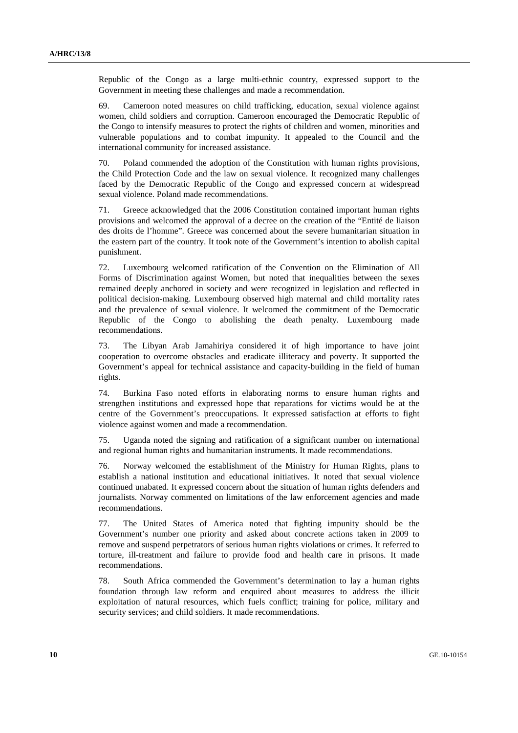Republic of the Congo as a large multi-ethnic country, expressed support to the Government in meeting these challenges and made a recommendation.

69. Cameroon noted measures on child trafficking, education, sexual violence against women, child soldiers and corruption. Cameroon encouraged the Democratic Republic of the Congo to intensify measures to protect the rights of children and women, minorities and vulnerable populations and to combat impunity. It appealed to the Council and the international community for increased assistance.

70. Poland commended the adoption of the Constitution with human rights provisions, the Child Protection Code and the law on sexual violence. It recognized many challenges faced by the Democratic Republic of the Congo and expressed concern at widespread sexual violence. Poland made recommendations.

71. Greece acknowledged that the 2006 Constitution contained important human rights provisions and welcomed the approval of a decree on the creation of the "Entité de liaison des droits de l'homme". Greece was concerned about the severe humanitarian situation in the eastern part of the country. It took note of the Government's intention to abolish capital punishment.

72. Luxembourg welcomed ratification of the Convention on the Elimination of All Forms of Discrimination against Women, but noted that inequalities between the sexes remained deeply anchored in society and were recognized in legislation and reflected in political decision-making. Luxembourg observed high maternal and child mortality rates and the prevalence of sexual violence. It welcomed the commitment of the Democratic Republic of the Congo to abolishing the death penalty. Luxembourg made recommendations.

73. The Libyan Arab Jamahiriya considered it of high importance to have joint cooperation to overcome obstacles and eradicate illiteracy and poverty. It supported the Government's appeal for technical assistance and capacity-building in the field of human rights.

74. Burkina Faso noted efforts in elaborating norms to ensure human rights and strengthen institutions and expressed hope that reparations for victims would be at the centre of the Government's preoccupations. It expressed satisfaction at efforts to fight violence against women and made a recommendation.

75. Uganda noted the signing and ratification of a significant number on international and regional human rights and humanitarian instruments. It made recommendations.

76. Norway welcomed the establishment of the Ministry for Human Rights, plans to establish a national institution and educational initiatives. It noted that sexual violence continued unabated. It expressed concern about the situation of human rights defenders and journalists. Norway commented on limitations of the law enforcement agencies and made recommendations.

77. The United States of America noted that fighting impunity should be the Government's number one priority and asked about concrete actions taken in 2009 to remove and suspend perpetrators of serious human rights violations or crimes. It referred to torture, ill-treatment and failure to provide food and health care in prisons. It made recommendations.

78. South Africa commended the Government's determination to lay a human rights foundation through law reform and enquired about measures to address the illicit exploitation of natural resources, which fuels conflict; training for police, military and security services; and child soldiers. It made recommendations.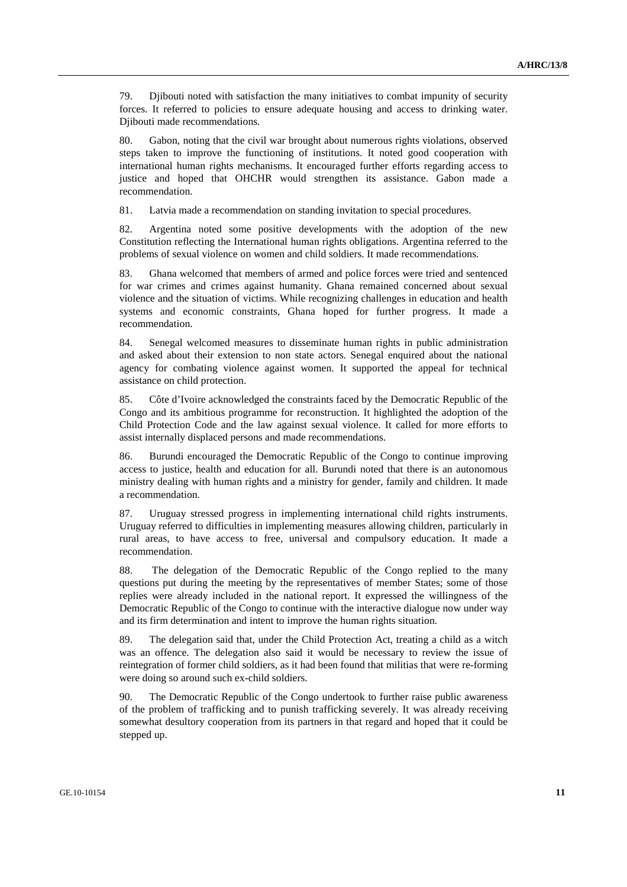79. Djibouti noted with satisfaction the many initiatives to combat impunity of security forces. It referred to policies to ensure adequate housing and access to drinking water. Djibouti made recommendations.

80. Gabon, noting that the civil war brought about numerous rights violations, observed steps taken to improve the functioning of institutions. It noted good cooperation with international human rights mechanisms. It encouraged further efforts regarding access to justice and hoped that OHCHR would strengthen its assistance. Gabon made a recommendation.

81. Latvia made a recommendation on standing invitation to special procedures.

82. Argentina noted some positive developments with the adoption of the new Constitution reflecting the International human rights obligations. Argentina referred to the problems of sexual violence on women and child soldiers. It made recommendations.

83. Ghana welcomed that members of armed and police forces were tried and sentenced for war crimes and crimes against humanity. Ghana remained concerned about sexual violence and the situation of victims. While recognizing challenges in education and health systems and economic constraints, Ghana hoped for further progress. It made a recommendation.

84. Senegal welcomed measures to disseminate human rights in public administration and asked about their extension to non state actors. Senegal enquired about the national agency for combating violence against women. It supported the appeal for technical assistance on child protection.

85. Côte d'Ivoire acknowledged the constraints faced by the Democratic Republic of the Congo and its ambitious programme for reconstruction. It highlighted the adoption of the Child Protection Code and the law against sexual violence. It called for more efforts to assist internally displaced persons and made recommendations.

86. Burundi encouraged the Democratic Republic of the Congo to continue improving access to justice, health and education for all. Burundi noted that there is an autonomous ministry dealing with human rights and a ministry for gender, family and children. It made a recommendation.

87. Uruguay stressed progress in implementing international child rights instruments. Uruguay referred to difficulties in implementing measures allowing children, particularly in rural areas, to have access to free, universal and compulsory education. It made a recommendation.

88. The delegation of the Democratic Republic of the Congo replied to the many questions put during the meeting by the representatives of member States; some of those replies were already included in the national report. It expressed the willingness of the Democratic Republic of the Congo to continue with the interactive dialogue now under way and its firm determination and intent to improve the human rights situation.

89. The delegation said that, under the Child Protection Act, treating a child as a witch was an offence. The delegation also said it would be necessary to review the issue of reintegration of former child soldiers, as it had been found that militias that were re-forming were doing so around such ex-child soldiers.

90. The Democratic Republic of the Congo undertook to further raise public awareness of the problem of trafficking and to punish trafficking severely. It was already receiving somewhat desultory cooperation from its partners in that regard and hoped that it could be stepped up.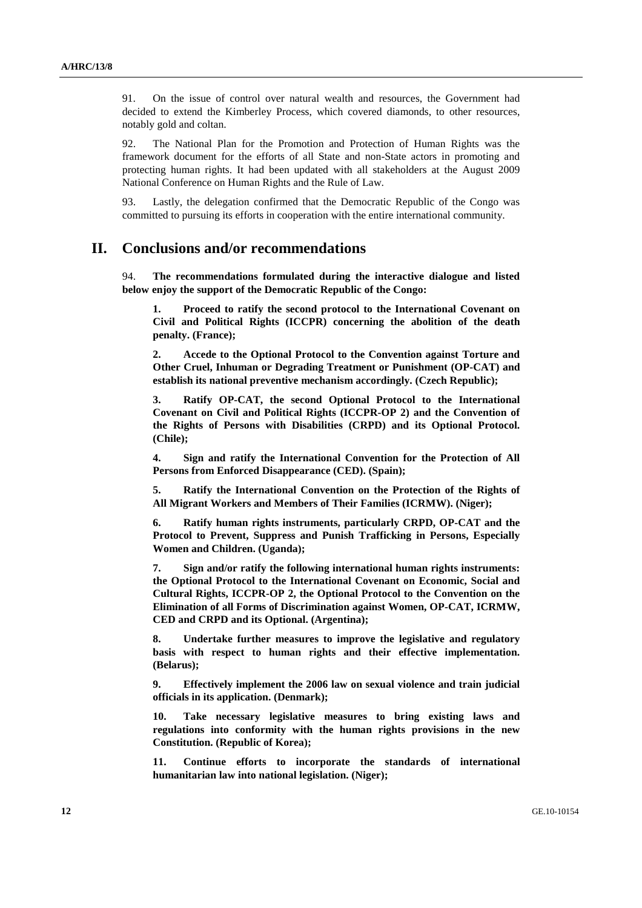91. On the issue of control over natural wealth and resources, the Government had decided to extend the Kimberley Process, which covered diamonds, to other resources, notably gold and coltan.

92. The National Plan for the Promotion and Protection of Human Rights was the framework document for the efforts of all State and non-State actors in promoting and protecting human rights. It had been updated with all stakeholders at the August 2009 National Conference on Human Rights and the Rule of Law.

93. Lastly, the delegation confirmed that the Democratic Republic of the Congo was committed to pursuing its efforts in cooperation with the entire international community.

## II. Conclusions and/or recommendations

94. **The recommendations formulated during the interactive dialogue and listed below enjoy the support of the Democratic Republic of the Congo:**

**1. Proceed to ratify the second protocol to the International Covenant on Civil and Political Rights (ICCPR) concerning the abolition of the death penalty. (France);**

**2. Accede to the Optional Protocol to the Convention against Torture and Other Cruel, Inhuman or Degrading Treatment or Punishment (OP-CAT) and establish its national preventive mechanism accordingly. (Czech Republic);**

**3. Ratify OP-CAT, the second Optional Protocol to the International Covenant on Civil and Political Rights (ICCPR-OP 2) and the Convention of the Rights of Persons with Disabilities (CRPD) and its Optional Protocol. (Chile);**

**4. Sign and ratify the International Convention for the Protection of All Persons from Enforced Disappearance (CED). (Spain);**

**5. Ratify the International Convention on the Protection of the Rights of All Migrant Workers and Members of Their Families (ICRMW). (Niger);**

**6. Ratify human rights instruments, particularly CRPD, OP-CAT and the Protocol to Prevent, Suppress and Punish Trafficking in Persons, Especially Women and Children. (Uganda);**

**7. Sign and/or ratify the following international human rights instruments: the Optional Protocol to the International Covenant on Economic, Social and Cultural Rights, ICCPR-OP 2, the Optional Protocol to the Convention on the Elimination of all Forms of Discrimination against Women, OP-CAT, ICRMW, CED and CRPD and its Optional. (Argentina);**

**8. Undertake further measures to improve the legislative and regulatory basis with respect to human rights and their effective implementation. (Belarus);**

**9. Effectively implement the 2006 law on sexual violence and train judicial officials in its application. (Denmark);**

**10. Take necessary legislative measures to bring existing laws and regulations into conformity with the human rights provisions in the new Constitution. (Republic of Korea);**

**11. Continue efforts to incorporate the standards of international humanitarian law into national legislation. (Niger);**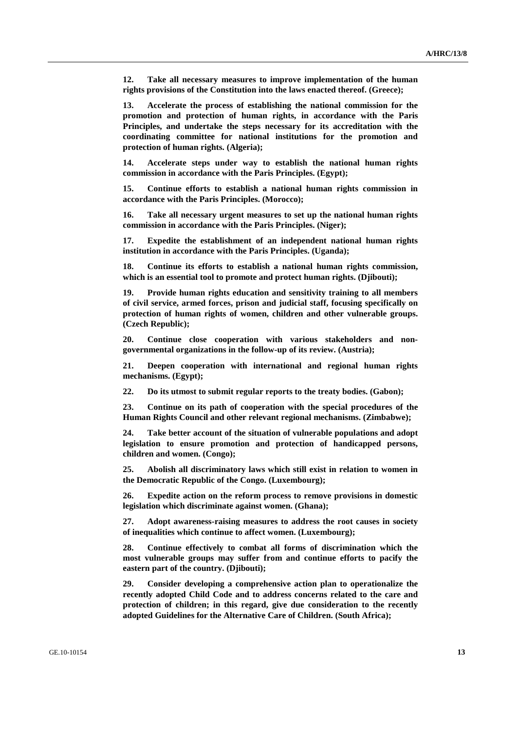**12. Take all necessary measures to improve implementation of the human rights provisions of the Constitution into the laws enacted thereof. (Greece);**

**13. Accelerate the process of establishing the national commission for the promotion and protection of human rights, in accordance with the Paris Principles, and undertake the steps necessary for its accreditation with the coordinating committee for national institutions for the promotion and protection of human rights. (Algeria);**

**14. Accelerate steps under way to establish the national human rights commission in accordance with the Paris Principles. (Egypt);**

**15. Continue efforts to establish a national human rights commission in accordance with the Paris Principles. (Morocco);**

**16. Take all necessary urgent measures to set up the national human rights commission in accordance with the Paris Principles. (Niger);**

**17. Expedite the establishment of an independent national human rights institution in accordance with the Paris Principles. (Uganda);**

**18. Continue its efforts to establish a national human rights commission, which is an essential tool to promote and protect human rights. (Djibouti);**

**19. Provide human rights education and sensitivity training to all members of civil service, armed forces, prison and judicial staff, focusing specifically on protection of human rights of women, children and other vulnerable groups. (Czech Republic);**

**20. Continue close cooperation with various stakeholders and non-governmental organizations in the follow-up of its review. (Austria);**

**21. Deepen cooperation with international and regional human rights mechanisms. (Egypt);**

**22. Do its utmost to submit regular reports to the treaty bodies. (Gabon);**

**23. Continue on its path of cooperation with the special procedures of the Human Rights Council and other relevant regional mechanisms. (Zimbabwe);**

**24. Take better account of the situation of vulnerable populations and adopt legislation to ensure promotion and protection of handicapped persons, children and women. (Congo);**

**25. Abolish all discriminatory laws which still exist in relation to women in the Democratic Republic of the Congo. (Luxembourg);**

**26. Expedite action on the reform process to remove provisions in domestic legislation which discriminate against women. (Ghana);**

**27. Adopt awareness-raising measures to address the root causes in society of inequalities which continue to affect women. (Luxembourg);**

**28. Continue effectively to combat all forms of discrimination which the most vulnerable groups may suffer from and continue efforts to pacify the eastern part of the country. (Djibouti);**

**29. Consider developing a comprehensive action plan to operationalize the recently adopted Child Code and to address concerns related to the care and protection of children; in this regard, give due consideration to the recently adopted Guidelines for the Alternative Care of Children. (South Africa);**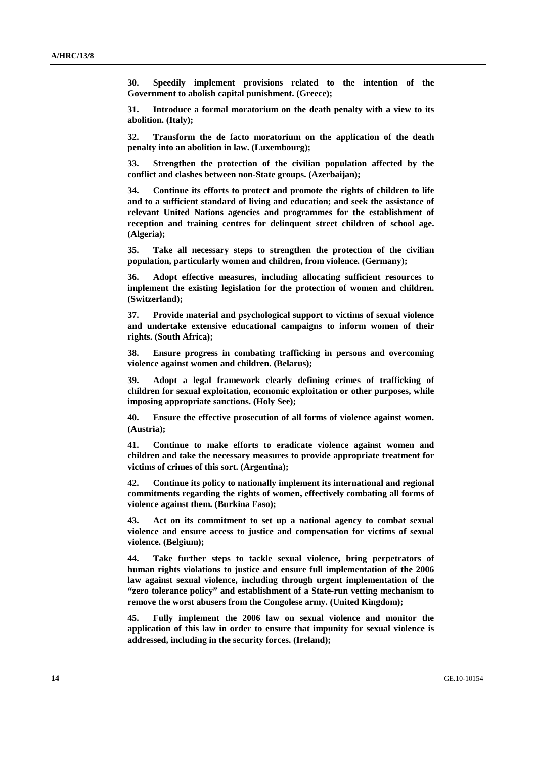**30. Speedily implement provisions related to the intention of the Government to abolish capital punishment. (Greece);**

**31. Introduce a formal moratorium on the death penalty with a view to its abolition. (Italy);**

**32. Transform the de facto moratorium on the application of the death penalty into an abolition in law. (Luxembourg);**

**33. Strengthen the protection of the civilian population affected by the conflict and clashes between non-State groups. (Azerbaijan);**

**34. Continue its efforts to protect and promote the rights of children to life and to a sufficient standard of living and education; and seek the assistance of relevant United Nations agencies and programmes for the establishment of reception and training centres for delinquent street children of school age. (Algeria);**

**35. Take all necessary steps to strengthen the protection of the civilian population, particularly women and children, from violence. (Germany);**

**36. Adopt effective measures, including allocating sufficient resources to implement the existing legislation for the protection of women and children. (Switzerland);**

**37. Provide material and psychological support to victims of sexual violence and undertake extensive educational campaigns to inform women of their rights. (South Africa);**

**38. Ensure progress in combating trafficking in persons and overcoming violence against women and children. (Belarus);**

**39. Adopt a legal framework clearly defining crimes of trafficking of children for sexual exploitation, economic exploitation or other purposes, while imposing appropriate sanctions. (Holy See);**

**40. Ensure the effective prosecution of all forms of violence against women. (Austria);**

**41. Continue to make efforts to eradicate violence against women and children and take the necessary measures to provide appropriate treatment for victims of crimes of this sort. (Argentina);**

**42. Continue its policy to nationally implement its international and regional commitments regarding the rights of women, effectively combating all forms of violence against them. (Burkina Faso);**

**43. Act on its commitment to set up a national agency to combat sexual violence and ensure access to justice and compensation for victims of sexual violence. (Belgium);**

**44. Take further steps to tackle sexual violence, bring perpetrators of human rights violations to justice and ensure full implementation of the 2006 law against sexual violence, including through urgent implementation of the "zero tolerance policy" and establishment of a State-run vetting mechanism to remove the worst abusers from the Congolese army. (United Kingdom);**

**45. Fully implement the 2006 law on sexual violence and monitor the application of this law in order to ensure that impunity for sexual violence is addressed, including in the security forces. (Ireland);**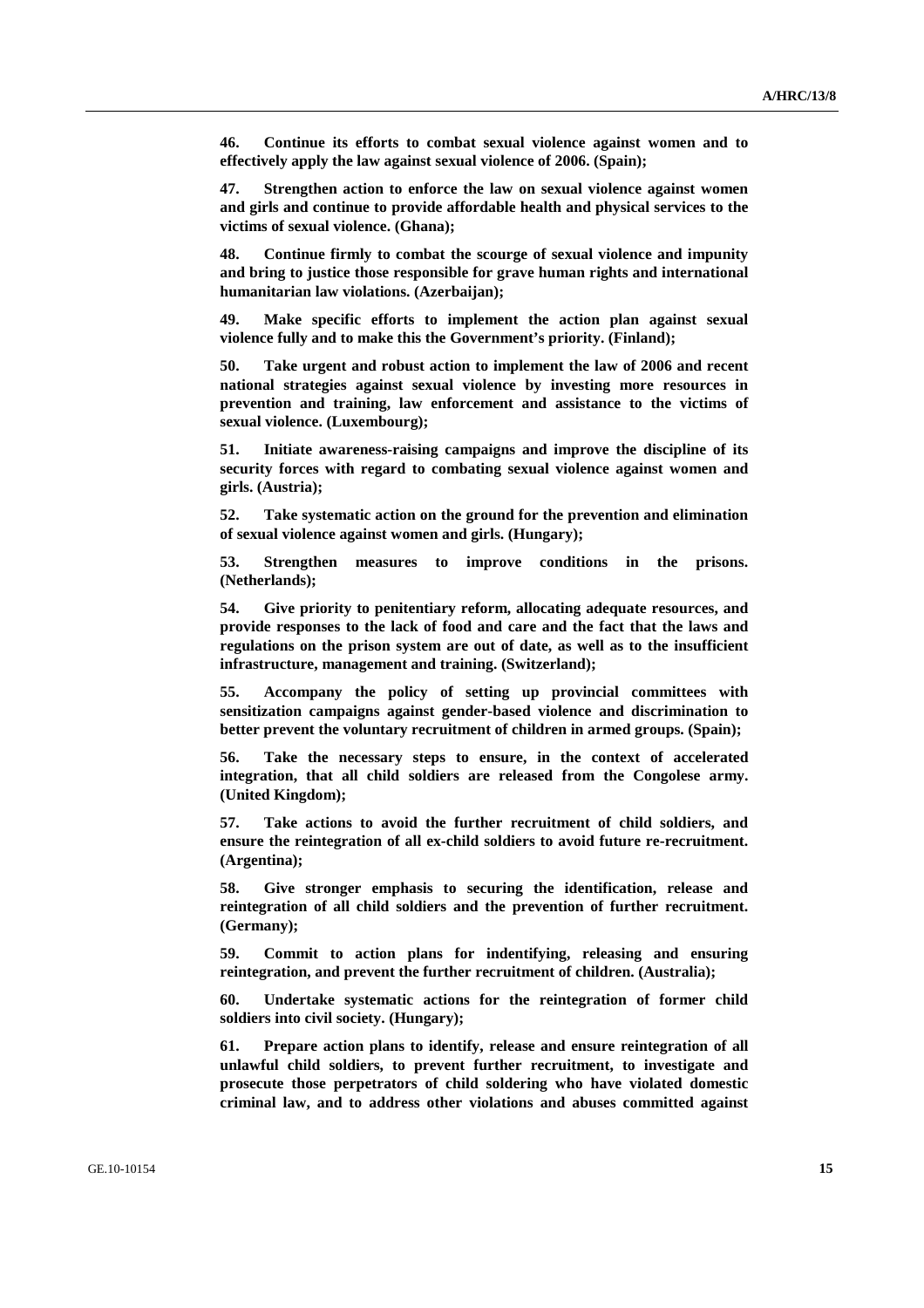**46. Continue its efforts to combat sexual violence against women and to effectively apply the law against sexual violence of 2006. (Spain);**

**47. Strengthen action to enforce the law on sexual violence against women and girls and continue to provide affordable health and physical services to the victims of sexual violence. (Ghana);**

**48. Continue firmly to combat the scourge of sexual violence and impunity and bring to justice those responsible for grave human rights and international humanitarian law violations. (Azerbaijan);**

**49. Make specific efforts to implement the action plan against sexual violence fully and to make this the Government's priority. (Finland);**

**50. Take urgent and robust action to implement the law of 2006 and recent national strategies against sexual violence by investing more resources in prevention and training, law enforcement and assistance to the victims of sexual violence. (Luxembourg);**

**51. Initiate awareness-raising campaigns and improve the discipline of its security forces with regard to combating sexual violence against women and girls. (Austria);**

**52. Take systematic action on the ground for the prevention and elimination of sexual violence against women and girls. (Hungary);**

**53. Strengthen measures to improve conditions in the prisons. (Netherlands);**

**54. Give priority to penitentiary reform, allocating adequate resources, and provide responses to the lack of food and care and the fact that the laws and regulations on the prison system are out of date, as well as to the insufficient infrastructure, management and training. (Switzerland);**

**55. Accompany the policy of setting up provincial committees with sensitization campaigns against gender-based violence and discrimination to better prevent the voluntary recruitment of children in armed groups. (Spain);**

**56. Take the necessary steps to ensure, in the context of accelerated integration, that all child soldiers are released from the Congolese army. (United Kingdom);**

**57. Take actions to avoid the further recruitment of child soldiers, and ensure the reintegration of all ex-child soldiers to avoid future re-recruitment. (Argentina);**

**58. Give stronger emphasis to securing the identification, release and reintegration of all child soldiers and the prevention of further recruitment. (Germany);**

**59. Commit to action plans for indentifying, releasing and ensuring reintegration, and prevent the further recruitment of children. (Australia);**

**60. Undertake systematic actions for the reintegration of former child soldiers into civil society. (Hungary);**

**61. Prepare action plans to identify, release and ensure reintegration of all unlawful child soldiers, to prevent further recruitment, to investigate and prosecute those perpetrators of child soldering who have violated domestic criminal law, and to address other violations and abuses committed against**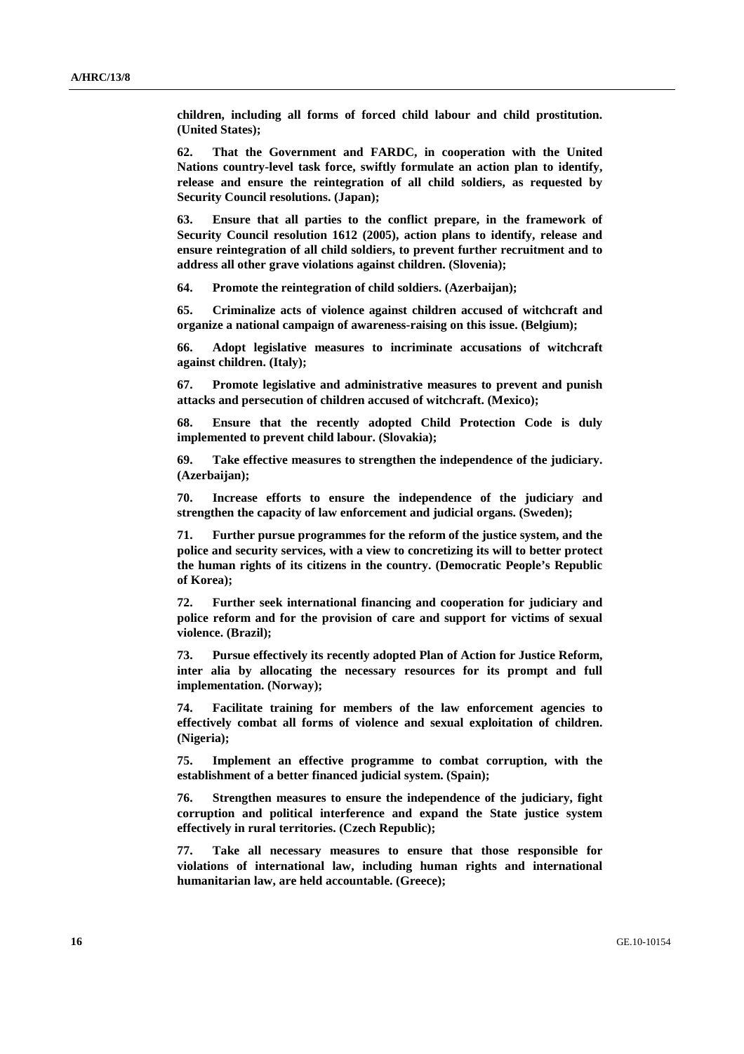**children, including all forms of forced child labour and child prostitution. (United States);**

**62. That the Government and FARDC, in cooperation with the United Nations country-level task force, swiftly formulate an action plan to identify, release and ensure the reintegration of all child soldiers, as requested by Security Council resolutions. (Japan);**

**63. Ensure that all parties to the conflict prepare, in the framework of Security Council resolution 1612 (2005), action plans to identify, release and ensure reintegration of all child soldiers, to prevent further recruitment and to address all other grave violations against children. (Slovenia);**

**64. Promote the reintegration of child soldiers. (Azerbaijan);**

**65. Criminalize acts of violence against children accused of witchcraft and organize a national campaign of awareness-raising on this issue. (Belgium);**

**66. Adopt legislative measures to incriminate accusations of witchcraft against children. (Italy);**

**67. Promote legislative and administrative measures to prevent and punish attacks and persecution of children accused of witchcraft. (Mexico);**

**68. Ensure that the recently adopted Child Protection Code is duly implemented to prevent child labour. (Slovakia);**

**69. Take effective measures to strengthen the independence of the judiciary. (Azerbaijan);**

**70. Increase efforts to ensure the independence of the judiciary and strengthen the capacity of law enforcement and judicial organs. (Sweden);**

**71. Further pursue programmes for the reform of the justice system, and the police and security services, with a view to concretizing its will to better protect the human rights of its citizens in the country. (Democratic People's Republic of Korea);**

**72. Further seek international financing and cooperation for judiciary and police reform and for the provision of care and support for victims of sexual violence. (Brazil);**

**73. Pursue effectively its recently adopted Plan of Action for Justice Reform, inter alia by allocating the necessary resources for its prompt and full implementation. (Norway);**

**74. Facilitate training for members of the law enforcement agencies to effectively combat all forms of violence and sexual exploitation of children. (Nigeria);**

**75. Implement an effective programme to combat corruption, with the establishment of a better financed judicial system. (Spain);**

**76. Strengthen measures to ensure the independence of the judiciary, fight corruption and political interference and expand the State justice system effectively in rural territories. (Czech Republic);**

**77. Take all necessary measures to ensure that those responsible for violations of international law, including human rights and international humanitarian law, are held accountable. (Greece);**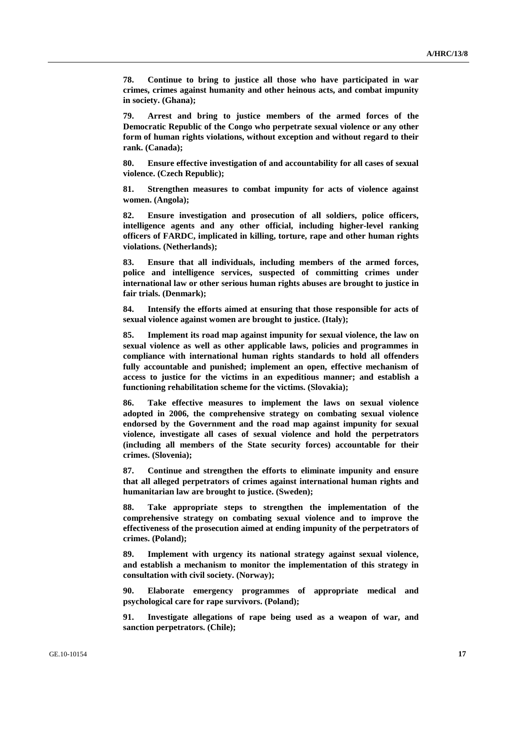**78. Continue to bring to justice all those who have participated in war crimes, crimes against humanity and other heinous acts, and combat impunity in society. (Ghana);**

**79. Arrest and bring to justice members of the armed forces of the Democratic Republic of the Congo who perpetrate sexual violence or any other form of human rights violations, without exception and without regard to their rank. (Canada);**

**80. Ensure effective investigation of and accountability for all cases of sexual violence. (Czech Republic);**

**81. Strengthen measures to combat impunity for acts of violence against women. (Angola);**

**82. Ensure investigation and prosecution of all soldiers, police officers, intelligence agents and any other official, including higher-level ranking officers of FARDC, implicated in killing, torture, rape and other human rights violations. (Netherlands);**

**83. Ensure that all individuals, including members of the armed forces, police and intelligence services, suspected of committing crimes under international law or other serious human rights abuses are brought to justice in fair trials. (Denmark);**

**84. Intensify the efforts aimed at ensuring that those responsible for acts of sexual violence against women are brought to justice. (Italy);**

**85. Implement its road map against impunity for sexual violence, the law on sexual violence as well as other applicable laws, policies and programmes in compliance with international human rights standards to hold all offenders fully accountable and punished; implement an open, effective mechanism of access to justice for the victims in an expeditious manner; and establish a functioning rehabilitation scheme for the victims. (Slovakia);**

**86. Take effective measures to implement the laws on sexual violence adopted in 2006, the comprehensive strategy on combating sexual violence endorsed by the Government and the road map against impunity for sexual violence, investigate all cases of sexual violence and hold the perpetrators (including all members of the State security forces) accountable for their crimes. (Slovenia);**

**87. Continue and strengthen the efforts to eliminate impunity and ensure that all alleged perpetrators of crimes against international human rights and humanitarian law are brought to justice. (Sweden);**

**88. Take appropriate steps to strengthen the implementation of the comprehensive strategy on combating sexual violence and to improve the effectiveness of the prosecution aimed at ending impunity of the perpetrators of crimes. (Poland);**

**89. Implement with urgency its national strategy against sexual violence, and establish a mechanism to monitor the implementation of this strategy in consultation with civil society. (Norway);**

**90. Elaborate emergency programmes of appropriate medical and psychological care for rape survivors. (Poland);**

**91. Investigate allegations of rape being used as a weapon of war, and sanction perpetrators. (Chile);**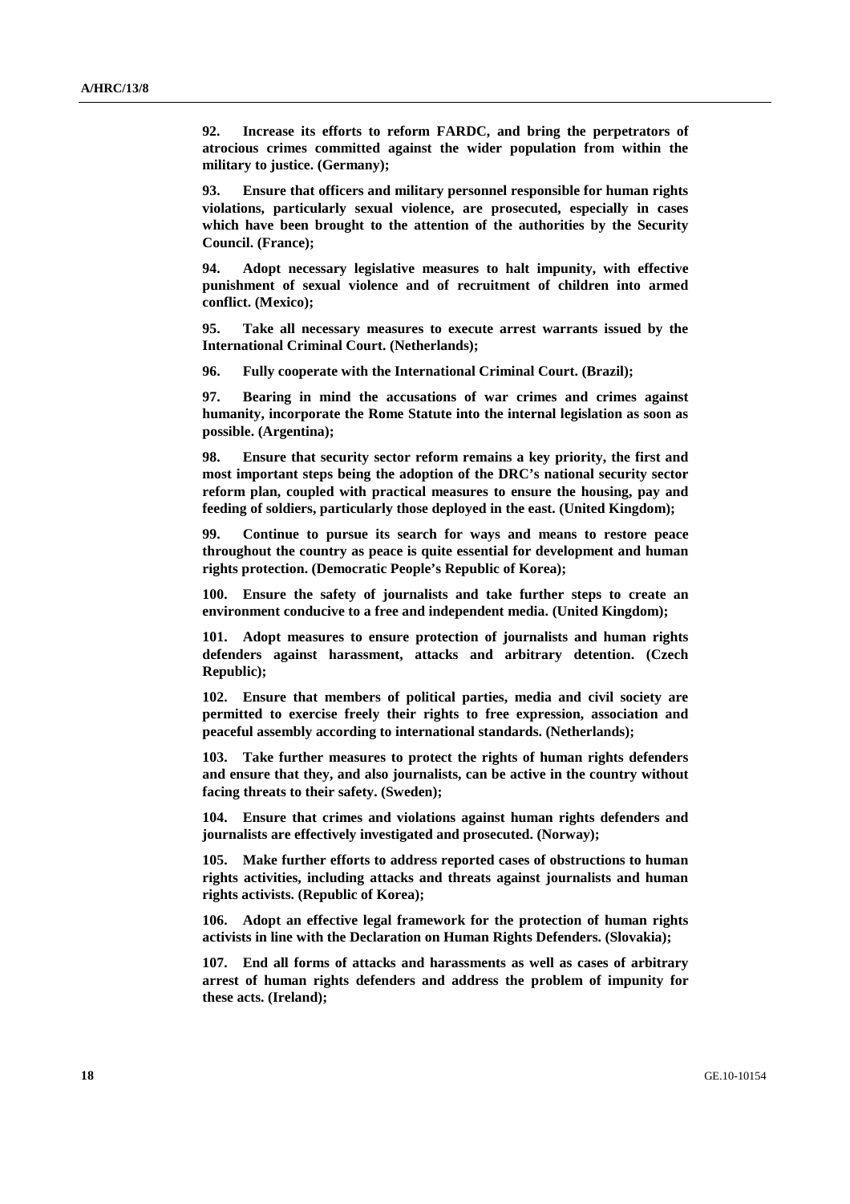**92. Increase its efforts to reform FARDC, and bring the perpetrators of atrocious crimes committed against the wider population from within the military to justice. (Germany);**

**93. Ensure that officers and military personnel responsible for human rights violations, particularly sexual violence, are prosecuted, especially in cases which have been brought to the attention of the authorities by the Security Council. (France);**

**94. Adopt necessary legislative measures to halt impunity, with effective punishment of sexual violence and of recruitment of children into armed conflict. (Mexico);**

**95. Take all necessary measures to execute arrest warrants issued by the International Criminal Court. (Netherlands);**

**96. Fully cooperate with the International Criminal Court. (Brazil);**

**97. Bearing in mind the accusations of war crimes and crimes against humanity, incorporate the Rome Statute into the internal legislation as soon as possible. (Argentina);**

**98. Ensure that security sector reform remains a key priority, the first and most important steps being the adoption of the DRC's national security sector reform plan, coupled with practical measures to ensure the housing, pay and feeding of soldiers, particularly those deployed in the east. (United Kingdom);**

**99. Continue to pursue its search for ways and means to restore peace throughout the country as peace is quite essential for development and human rights protection. (Democratic People's Republic of Korea);**

**100. Ensure the safety of journalists and take further steps to create an environment conducive to a free and independent media. (United Kingdom);**

**101. Adopt measures to ensure protection of journalists and human rights defenders against harassment, attacks and arbitrary detention. (Czech Republic);**

**102. Ensure that members of political parties, media and civil society are permitted to exercise freely their rights to free expression, association and peaceful assembly according to international standards. (Netherlands);**

**103. Take further measures to protect the rights of human rights defenders and ensure that they, and also journalists, can be active in the country without facing threats to their safety. (Sweden);**

**104. Ensure that crimes and violations against human rights defenders and journalists are effectively investigated and prosecuted. (Norway);**

**105. Make further efforts to address reported cases of obstructions to human rights activities, including attacks and threats against journalists and human rights activists. (Republic of Korea);**

**106. Adopt an effective legal framework for the protection of human rights activists in line with the Declaration on Human Rights Defenders. (Slovakia);**

**107. End all forms of attacks and harassments as well as cases of arbitrary arrest of human rights defenders and address the problem of impunity for these acts. (Ireland);**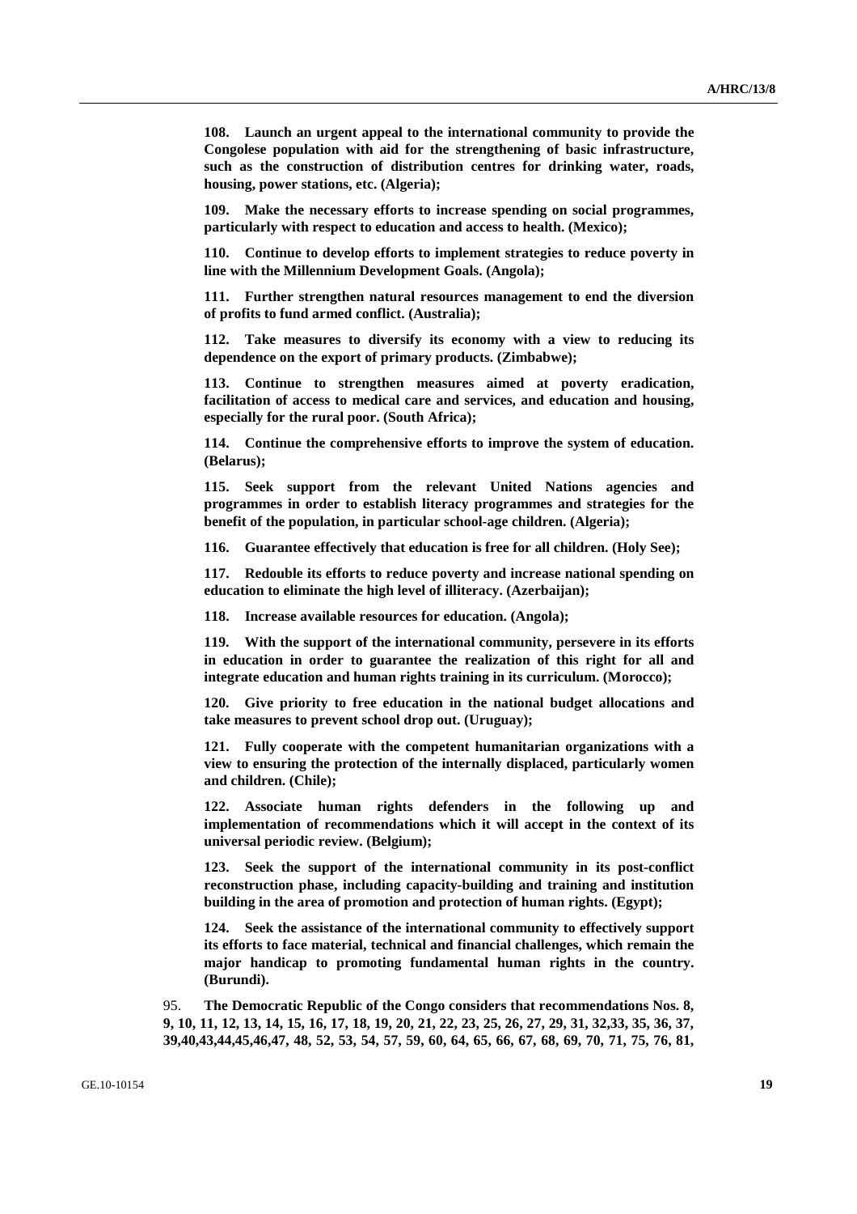**108. Launch an urgent appeal to the international community to provide the Congolese population with aid for the strengthening of basic infrastructure, such as the construction of distribution centres for drinking water, roads, housing, power stations, etc. (Algeria);**

**109. Make the necessary efforts to increase spending on social programmes, particularly with respect to education and access to health. (Mexico);**

**110. Continue to develop efforts to implement strategies to reduce poverty in line with the Millennium Development Goals. (Angola);**

**111. Further strengthen natural resources management to end the diversion of profits to fund armed conflict. (Australia);**

**112. Take measures to diversify its economy with a view to reducing its dependence on the export of primary products. (Zimbabwe);**

**113. Continue to strengthen measures aimed at poverty eradication, facilitation of access to medical care and services, and education and housing, especially for the rural poor. (South Africa);**

**114. Continue the comprehensive efforts to improve the system of education. (Belarus);**

**115. Seek support from the relevant United Nations agencies and programmes in order to establish literacy programmes and strategies for the benefit of the population, in particular school-age children. (Algeria);**

**116. Guarantee effectively that education is free for all children. (Holy See);**

**117. Redouble its efforts to reduce poverty and increase national spending on education to eliminate the high level of illiteracy. (Azerbaijan);**

**118. Increase available resources for education. (Angola);**

**119. With the support of the international community, persevere in its efforts in education in order to guarantee the realization of this right for all and integrate education and human rights training in its curriculum. (Morocco);**

**120. Give priority to free education in the national budget allocations and take measures to prevent school drop out. (Uruguay);**

**121. Fully cooperate with the competent humanitarian organizations with a view to ensuring the protection of the internally displaced, particularly women and children. (Chile);**

**122. Associate human rights defenders in the following up and implementation of recommendations which it will accept in the context of its universal periodic review. (Belgium);**

**123. Seek the support of the international community in its post-conflict reconstruction phase, including capacity-building and training and institution building in the area of promotion and protection of human rights. (Egypt);**

**124. Seek the assistance of the international community to effectively support its efforts to face material, technical and financial challenges, which remain the major handicap to promoting fundamental human rights in the country. (Burundi).**

95. **The Democratic Republic of the Congo considers that recommendations Nos. 8, 9, 10, 11, 12, 13, 14, 15, 16, 17, 18, 19, 20, 21, 22, 23, 25, 26, 27, 29, 31, 32,33, 35, 36, 37, 39,40,43,44,45,46,47, 48, 52, 53, 54, 57, 59, 60, 64, 65, 66, 67, 68, 69, 70, 71, 75, 76, 81,**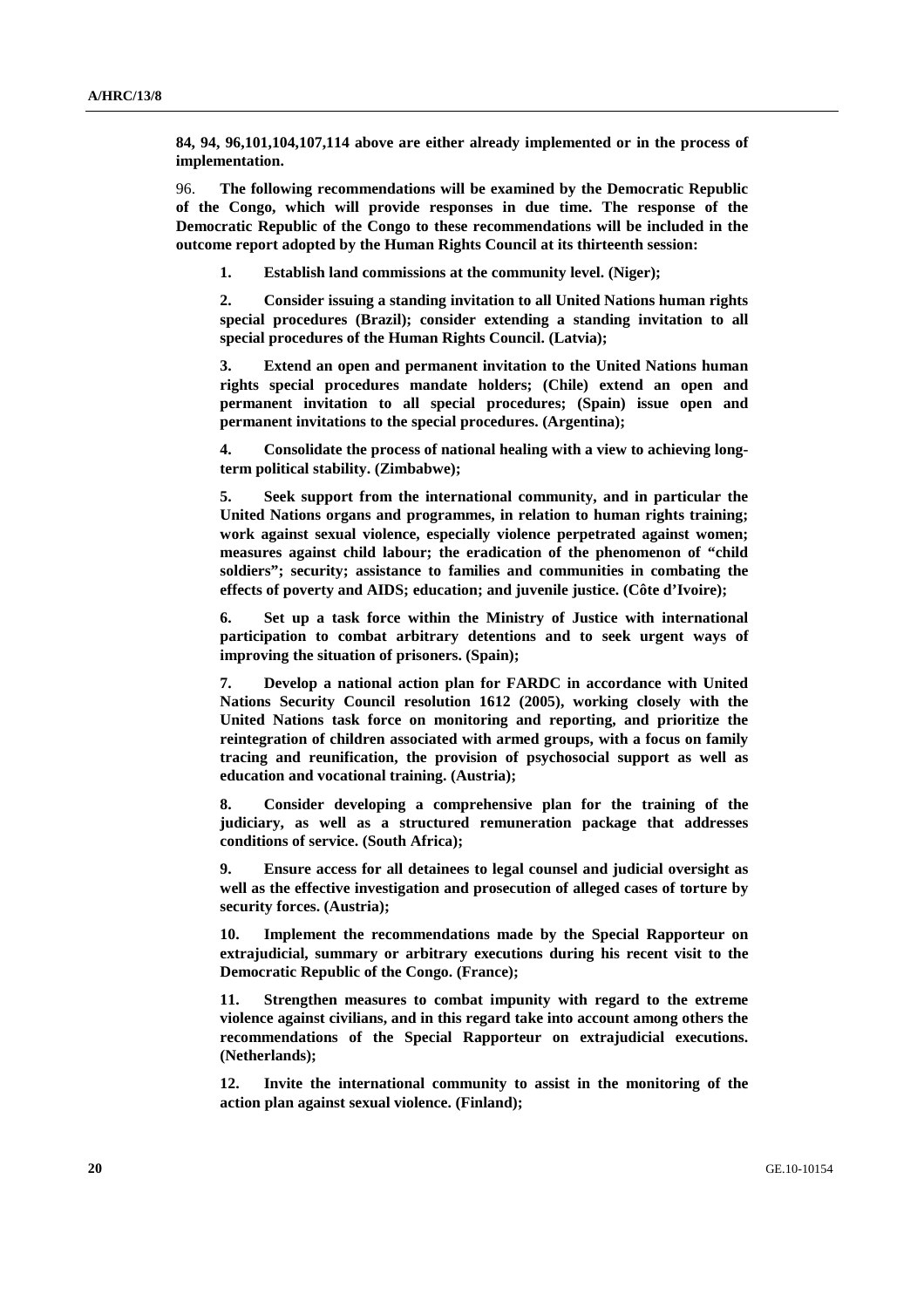**84, 94, 96,101,104,107,114 above are either already implemented or in the process of implementation.**

96. **The following recommendations will be examined by the Democratic Republic of the Congo, which will provide responses in due time. The response of the Democratic Republic of the Congo to these recommendations will be included in the outcome report adopted by the Human Rights Council at its thirteenth session:**

**1. Establish land commissions at the community level. (Niger);**

**2. Consider issuing a standing invitation to all United Nations human rights special procedures (Brazil); consider extending a standing invitation to all special procedures of the Human Rights Council. (Latvia);**

**3. Extend an open and permanent invitation to the United Nations human rights special procedures mandate holders; (Chile) extend an open and permanent invitation to all special procedures; (Spain) issue open and permanent invitations to the special procedures. (Argentina);**

**4. Consolidate the process of national healing with a view to achieving long-term political stability. (Zimbabwe);**

**5. Seek support from the international community, and in particular the United Nations organs and programmes, in relation to human rights training; work against sexual violence, especially violence perpetrated against women; measures against child labour; the eradication of the phenomenon of "child soldiers"; security; assistance to families and communities in combating the effects of poverty and AIDS; education; and juvenile justice. (Côte d'Ivoire);**

**6. Set up a task force within the Ministry of Justice with international participation to combat arbitrary detentions and to seek urgent ways of improving the situation of prisoners. (Spain);**

**7. Develop a national action plan for FARDC in accordance with United Nations Security Council resolution 1612 (2005), working closely with the United Nations task force on monitoring and reporting, and prioritize the reintegration of children associated with armed groups, with a focus on family tracing and reunification, the provision of psychosocial support as well as education and vocational training. (Austria);**

**8. Consider developing a comprehensive plan for the training of the judiciary, as well as a structured remuneration package that addresses conditions of service. (South Africa);**

**9. Ensure access for all detainees to legal counsel and judicial oversight as well as the effective investigation and prosecution of alleged cases of torture by security forces. (Austria);**

**10. Implement the recommendations made by the Special Rapporteur on extrajudicial, summary or arbitrary executions during his recent visit to the Democratic Republic of the Congo. (France);**

**11. Strengthen measures to combat impunity with regard to the extreme violence against civilians, and in this regard take into account among others the recommendations of the Special Rapporteur on extrajudicial executions. (Netherlands);**

**12. Invite the international community to assist in the monitoring of the action plan against sexual violence. (Finland);**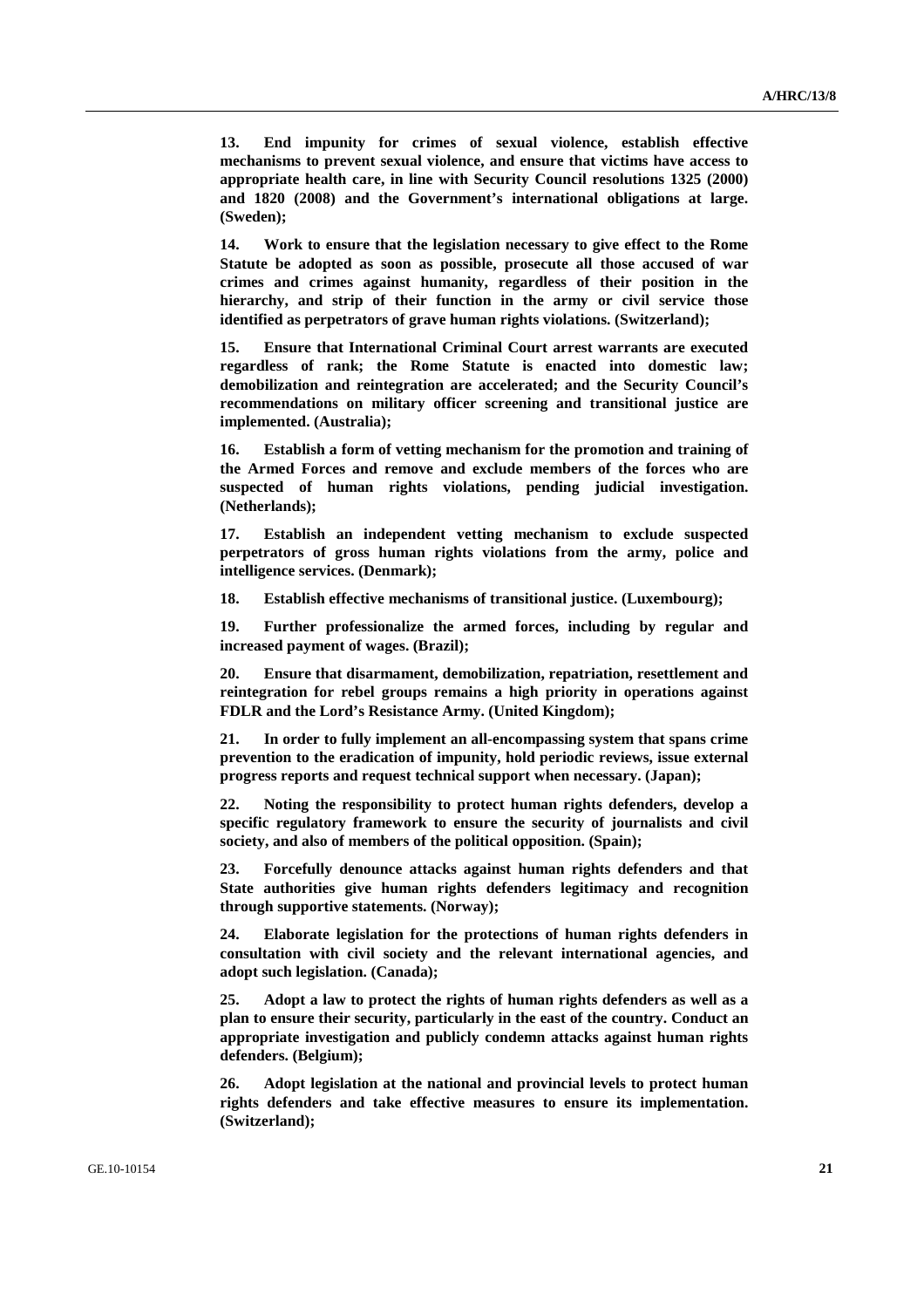**13. End impunity for crimes of sexual violence, establish effective mechanisms to prevent sexual violence, and ensure that victims have access to appropriate health care, in line with Security Council resolutions 1325 (2000) and 1820 (2008) and the Government's international obligations at large. (Sweden);**

**14. Work to ensure that the legislation necessary to give effect to the Rome Statute be adopted as soon as possible, prosecute all those accused of war crimes and crimes against humanity, regardless of their position in the hierarchy, and strip of their function in the army or civil service those identified as perpetrators of grave human rights violations. (Switzerland);**

**15. Ensure that International Criminal Court arrest warrants are executed regardless of rank; the Rome Statute is enacted into domestic law; demobilization and reintegration are accelerated; and the Security Council's recommendations on military officer screening and transitional justice are implemented. (Australia);**

**16. Establish a form of vetting mechanism for the promotion and training of the Armed Forces and remove and exclude members of the forces who are suspected of human rights violations, pending judicial investigation. (Netherlands);**

**17. Establish an independent vetting mechanism to exclude suspected perpetrators of gross human rights violations from the army, police and intelligence services. (Denmark);**

**18. Establish effective mechanisms of transitional justice. (Luxembourg);**

**19. Further professionalize the armed forces, including by regular and increased payment of wages. (Brazil);**

**20. Ensure that disarmament, demobilization, repatriation, resettlement and reintegration for rebel groups remains a high priority in operations against FDLR and the Lord's Resistance Army. (United Kingdom);**

**21. In order to fully implement an all-encompassing system that spans crime prevention to the eradication of impunity, hold periodic reviews, issue external progress reports and request technical support when necessary. (Japan);**

**22. Noting the responsibility to protect human rights defenders, develop a specific regulatory framework to ensure the security of journalists and civil society, and also of members of the political opposition. (Spain);**

**23. Forcefully denounce attacks against human rights defenders and that State authorities give human rights defenders legitimacy and recognition through supportive statements. (Norway);**

**24. Elaborate legislation for the protections of human rights defenders in consultation with civil society and the relevant international agencies, and adopt such legislation. (Canada);**

**25. Adopt a law to protect the rights of human rights defenders as well as a plan to ensure their security, particularly in the east of the country. Conduct an appropriate investigation and publicly condemn attacks against human rights defenders. (Belgium);**

**26. Adopt legislation at the national and provincial levels to protect human rights defenders and take effective measures to ensure its implementation. (Switzerland);**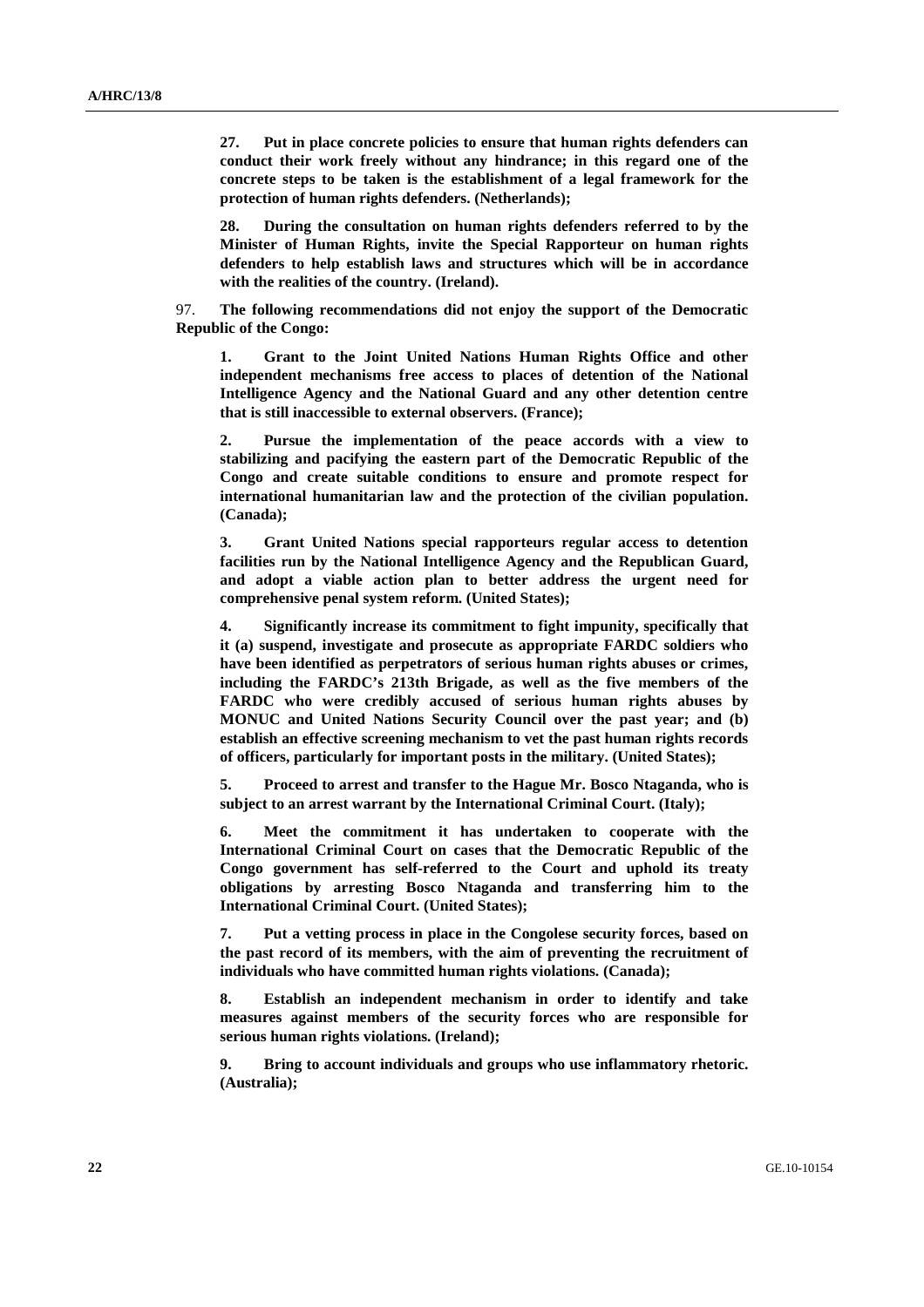**27. Put in place concrete policies to ensure that human rights defenders can conduct their work freely without any hindrance; in this regard one of the concrete steps to be taken is the establishment of a legal framework for the protection of human rights defenders. (Netherlands);**

**28. During the consultation on human rights defenders referred to by the Minister of Human Rights, invite the Special Rapporteur on human rights defenders to help establish laws and structures which will be in accordance with the realities of the country. (Ireland).**

97. **The following recommendations did not enjoy the support of the Democratic Republic of the Congo:**

**1. Grant to the Joint United Nations Human Rights Office and other independent mechanisms free access to places of detention of the National Intelligence Agency and the National Guard and any other detention centre that is still inaccessible to external observers. (France);**

**2. Pursue the implementation of the peace accords with a view to stabilizing and pacifying the eastern part of the Democratic Republic of the Congo and create suitable conditions to ensure and promote respect for international humanitarian law and the protection of the civilian population. (Canada);**

**3. Grant United Nations special rapporteurs regular access to detention facilities run by the National Intelligence Agency and the Republican Guard, and adopt a viable action plan to better address the urgent need for comprehensive penal system reform. (United States);**

**4. Significantly increase its commitment to fight impunity, specifically that it (a) suspend, investigate and prosecute as appropriate FARDC soldiers who have been identified as perpetrators of serious human rights abuses or crimes, including the FARDC's 213th Brigade, as well as the five members of the FARDC who were credibly accused of serious human rights abuses by MONUC and United Nations Security Council over the past year; and (b) establish an effective screening mechanism to vet the past human rights records of officers, particularly for important posts in the military. (United States);**

**5. Proceed to arrest and transfer to the Hague Mr. Bosco Ntaganda, who is subject to an arrest warrant by the International Criminal Court. (Italy);**

**6. Meet the commitment it has undertaken to cooperate with the International Criminal Court on cases that the Democratic Republic of the Congo government has self-referred to the Court and uphold its treaty obligations by arresting Bosco Ntaganda and transferring him to the International Criminal Court. (United States);**

**7. Put a vetting process in place in the Congolese security forces, based on the past record of its members, with the aim of preventing the recruitment of individuals who have committed human rights violations. (Canada);**

**8. Establish an independent mechanism in order to identify and take measures against members of the security forces who are responsible for serious human rights violations. (Ireland);**

**9. Bring to account individuals and groups who use inflammatory rhetoric. (Australia);**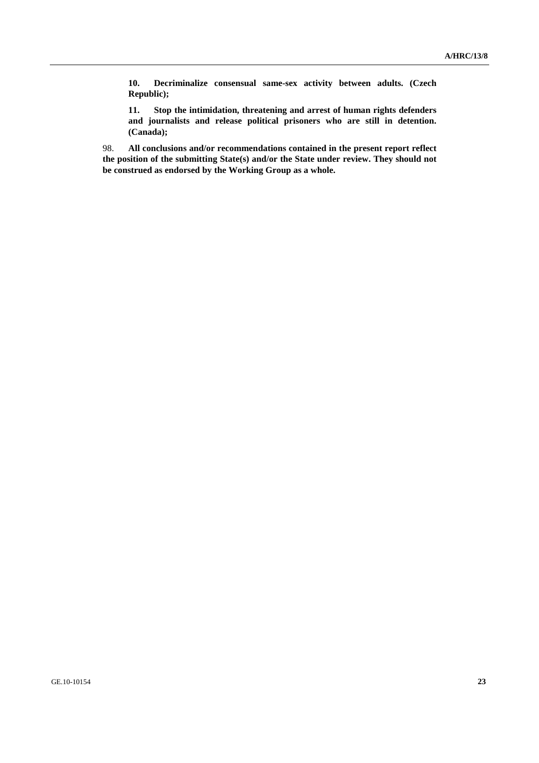**10. Decriminalize consensual same-sex activity between adults. (Czech Republic);**

**11. Stop the intimidation, threatening and arrest of human rights defenders and journalists and release political prisoners who are still in detention. (Canada);**

98. **All conclusions and/or recommendations contained in the present report reflect the position of the submitting State(s) and/or the State under review. They should not be construed as endorsed by the Working Group as a whole.**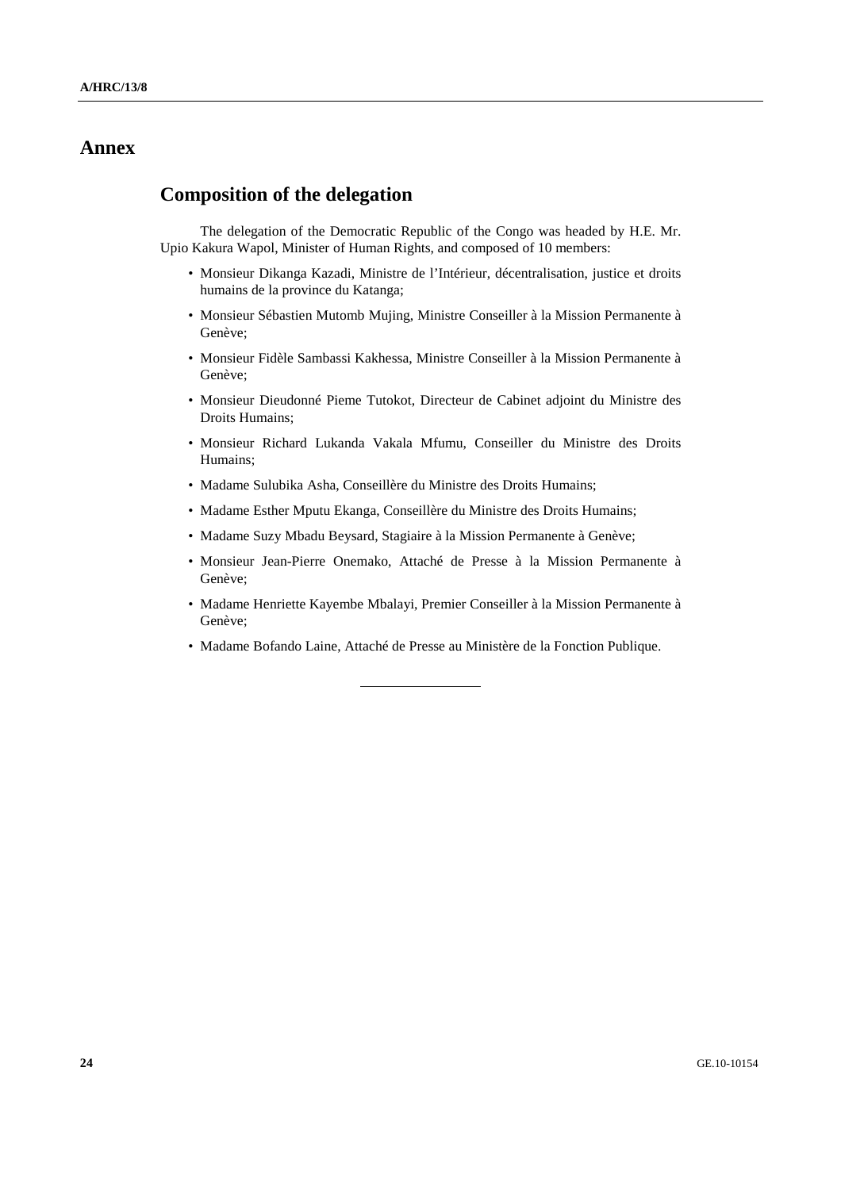# Annex

## Composition of the delegation

The delegation of the Democratic Republic of the Congo was headed by H.E. Mr. Upio Kakura Wapol, Minister of Human Rights, and composed of 10 members:

- Monsieur Dikanga Kazadi, Ministre de l’Intérieur, décentralisation, justice et droits humains de la province du Katanga;
- Monsieur Sébastien Mutomb Mujing, Ministre Conseiller à la Mission Permanente à Genève;
- Monsieur Fidèle Sambassi Kakhessa, Ministre Conseiller à la Mission Permanente à Genève;
- Monsieur Dieudonné Pieme Tutokot, Directeur de Cabinet adjoint du Ministre des Droits Humains;
- Monsieur Richard Lukanda Vakala Mfumu, Conseiller du Ministre des Droits Humains;
- Madame Sulubika Asha, Conseillère du Ministre des Droits Humains;
- Madame Esther Mputu Ekanga, Conseillère du Ministre des Droits Humains;
- Madame Suzy Mbadu Beysard, Stagiaire à la Mission Permanente à Genève;
- Monsieur Jean-Pierre Onemako, Attaché de Presse à la Mission Permanente à Genève;
- Madame Henriette Kayembe Mbalayi, Premier Conseiller à la Mission Permanente à Genève;
- Madame Bofando Laine, Attaché de Presse au Ministère de la Fonction Publique.